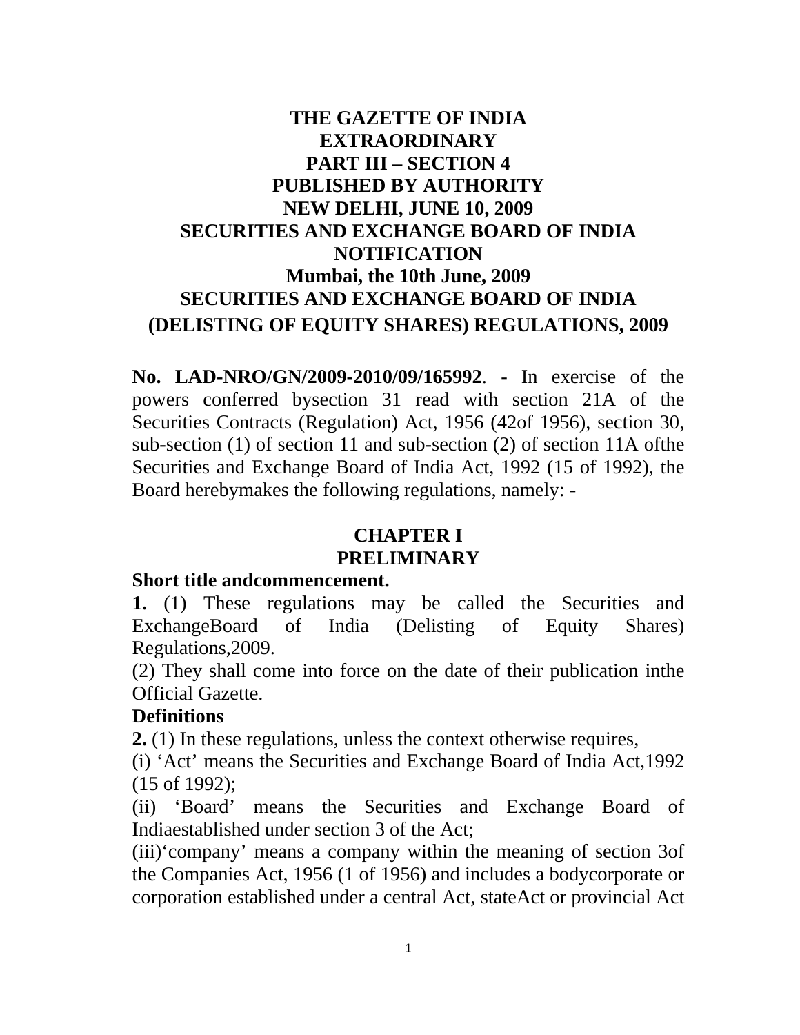**THE GAZETTE OF INDIA**
**EXTRAORDINARY**
**PART III – SECTION 4**
**PUBLISHED BY AUTHORITY**
**NEW DELHI, JUNE 10, 2009**
**SECURITIES AND EXCHANGE BOARD OF INDIA**
**NOTIFICATION**
**Mumbai, the 10th June, 2009**

# SECURITIES AND EXCHANGE BOARD OF INDIA (DELISTING OF EQUITY SHARES) REGULATIONS, 2009

**No. LAD-NRO/GN/2009-2010/09/165992**. - In exercise of the powers conferred bysection 31 read with section 21A of the Securities Contracts (Regulation) Act, 1956 (42of 1956), section 30, sub-section (1) of section 11 and sub-section (2) of section 11A ofthe Securities and Exchange Board of India Act, 1992 (15 of 1992), the Board herebymakes the following regulations, namely: -

## CHAPTER I
## PRELIMINARY

**Short title andcommencement.**

**1.** (1) These regulations may be called the Securities and ExchangeBoard of India (Delisting of Equity Shares) Regulations,2009.

(2) They shall come into force on the date of their publication inthe Official Gazette.

**Definitions**

**2.** (1) In these regulations, unless the context otherwise requires,

(i) 'Act' means the Securities and Exchange Board of India Act,1992 (15 of 1992);

(ii) 'Board' means the Securities and Exchange Board of Indiaestablished under section 3 of the Act;

(iii)'company' means a company within the meaning of section 3of the Companies Act, 1956 (1 of 1956) and includes a bodycorporate or corporation established under a central Act, stateAct or provincial Act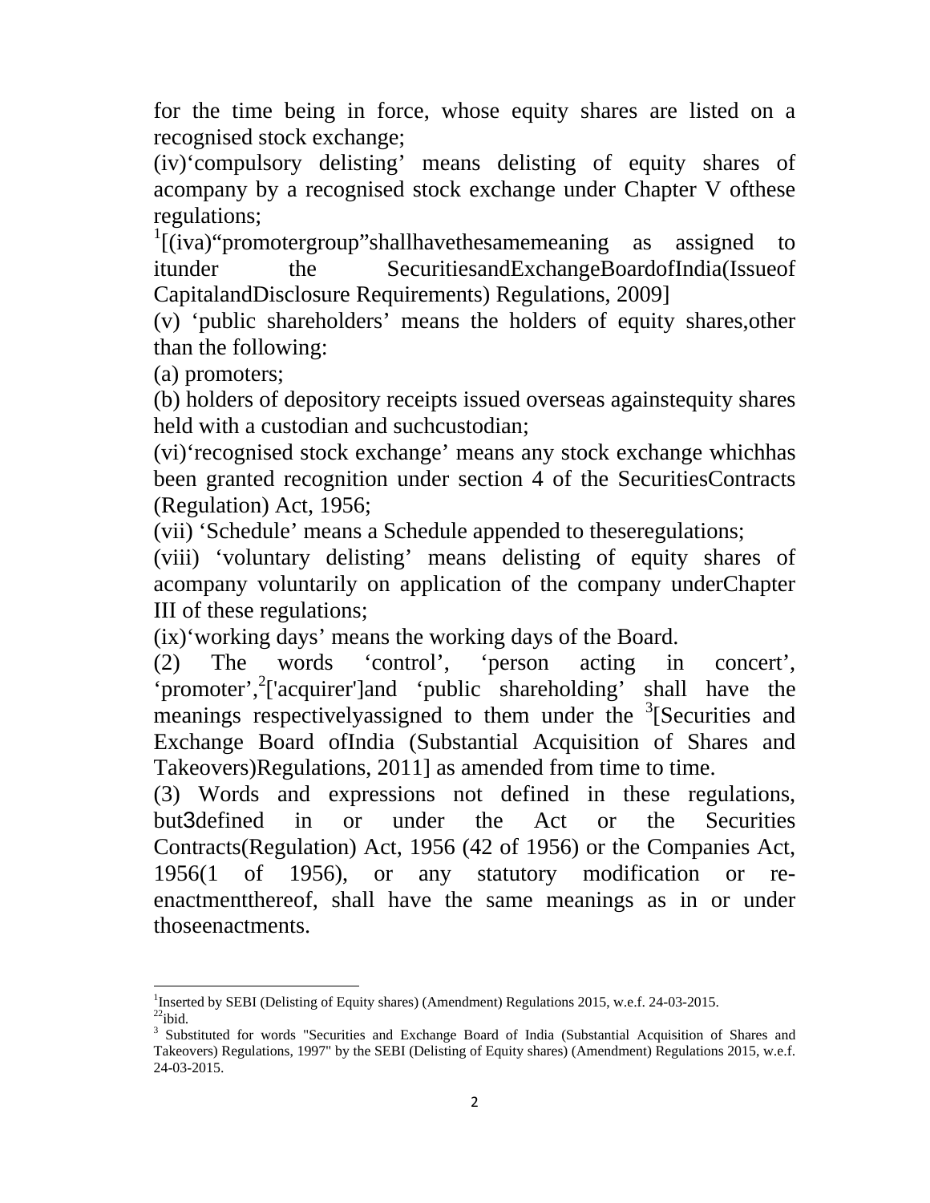for the time being in force, whose equity shares are listed on a recognised stock exchange;

(iv)‘compulsory delisting’ means delisting of equity shares of acompany by a recognised stock exchange under Chapter V ofthese regulations;

[1][(iva)“promotergroup”shallhavethesamemeaning as assigned to itunder the SecuritiesandExchangeBoardofIndia(Issueof CapitalandDisclosure Requirements) Regulations, 2009]

(v) ‘public shareholders’ means the holders of equity shares,other than the following:

(a) promoters;

(b) holders of depository receipts issued overseas againstequity shares held with a custodian and suchcustodian;

(vi)‘recognised stock exchange’ means any stock exchange whichhas been granted recognition under section 4 of the SecuritiesContracts (Regulation) Act, 1956;

(vii) ‘Schedule’ means a Schedule appended to theseregulations;

(viii) ‘voluntary delisting’ means delisting of equity shares of acompany voluntarily on application of the company underChapter III of these regulations;

(ix)‘working days’ means the working days of the Board.

(2) The words ‘control’, ‘person acting in concert’, ‘promoter’,[2]['acquirer']and ‘public shareholding’ shall have the meanings respectivelyassigned to them under the [3][Securities and Exchange Board ofIndia (Substantial Acquisition of Shares and Takeovers)Regulations, 2011] as amended from time to time.

(3) Words and expressions not defined in these regulations, but3defined in or under the Act or the Securities Contracts(Regulation) Act, 1956 (42 of 1956) or the Companies Act, 1956(1 of 1956), or any statutory modification or re-enactmentthereof, shall have the same meanings as in or under thoseenactments.

---

[1]Inserted by SEBI (Delisting of Equity shares) (Amendment) Regulations 2015, w.e.f. 24-03-2015.

[22]ibid.

[3] Substituted for words "Securities and Exchange Board of India (Substantial Acquisition of Shares and Takeovers) Regulations, 1997" by the SEBI (Delisting of Equity shares) (Amendment) Regulations 2015, w.e.f. 24-03-2015.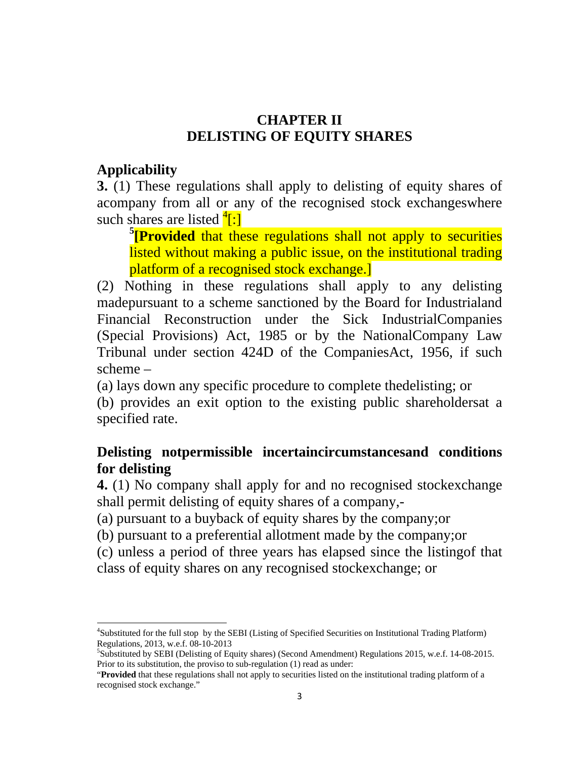## CHAPTER II
## DELISTING OF EQUITY SHARES

### Applicability

**3.** (1) These regulations shall apply to delisting of equity shares of acompany from all or any of the recognised stock exchangeswhere such shares are listed [4][:]

> [5]**[Provided** that these regulations shall not apply to securities listed without making a public issue, on the institutional trading platform of a recognised stock exchange.]

(2) Nothing in these regulations shall apply to any delisting madepursuant to a scheme sanctioned by the Board for Industrialand Financial Reconstruction under the Sick IndustrialCompanies (Special Provisions) Act, 1985 or by the NationalCompany Law Tribunal under section 424D of the CompaniesAct, 1956, if such scheme –

(a) lays down any specific procedure to complete thedelisting; or

(b) provides an exit option to the existing public shareholdersat a specified rate.

### Delisting notpermissible incertaincircumstancesand conditions for delisting

**4.** (1) No company shall apply for and no recognised stockexchange shall permit delisting of equity shares of a company,-

(a) pursuant to a buyback of equity shares by the company;or

(b) pursuant to a preferential allotment made by the company;or

(c) unless a period of three years has elapsed since the listingof that class of equity shares on any recognised stockexchange; or

---

[4]Substituted for the full stop by the SEBI (Listing of Specified Securities on Institutional Trading Platform) Regulations, 2013, w.e.f. 08-10-2013

[5]Substituted by SEBI (Delisting of Equity shares) (Second Amendment) Regulations 2015, w.e.f. 14-08-2015. Prior to its substitution, the proviso to sub-regulation (1) read as under:

"**Provided** that these regulations shall not apply to securities listed on the institutional trading platform of a recognised stock exchange."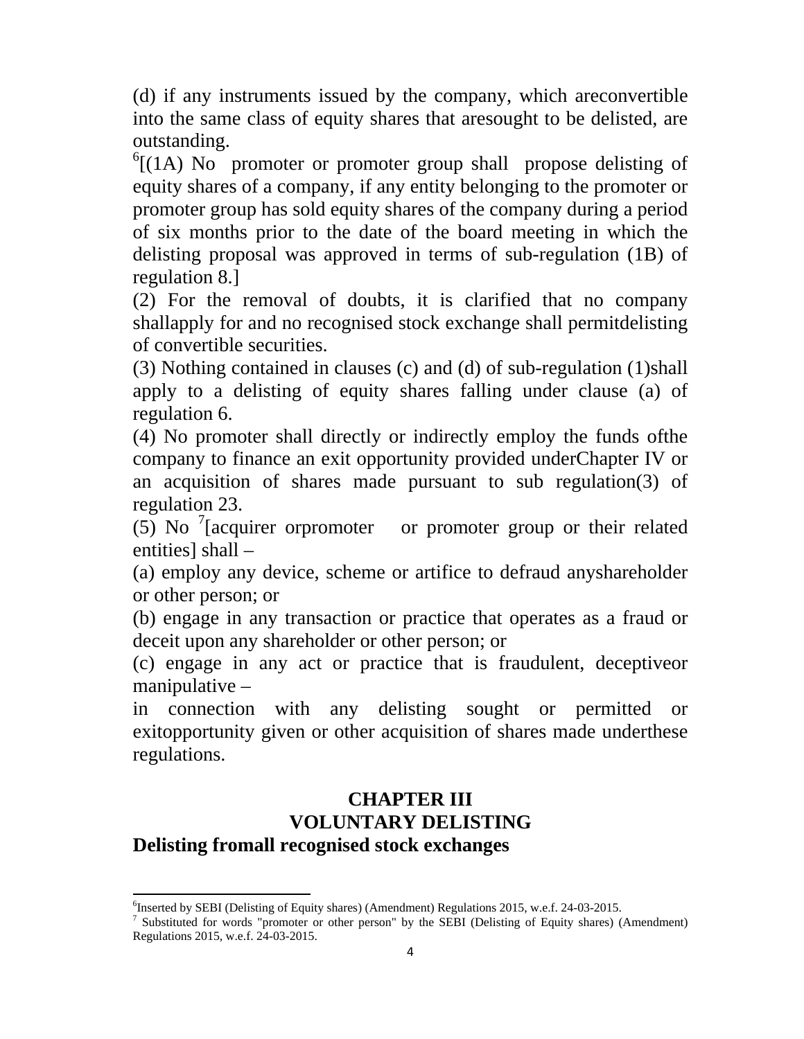(d) if any instruments issued by the company, which areconvertible into the same class of equity shares that aresought to be delisted, are outstanding.

[6][(1A) No promoter or promoter group shall propose delisting of equity shares of a company, if any entity belonging to the promoter or promoter group has sold equity shares of the company during a period of six months prior to the date of the board meeting in which the delisting proposal was approved in terms of sub-regulation (1B) of regulation 8.]

(2) For the removal of doubts, it is clarified that no company shallapply for and no recognised stock exchange shall permitdelisting of convertible securities.

(3) Nothing contained in clauses (c) and (d) of sub-regulation (1)shall apply to a delisting of equity shares falling under clause (a) of regulation 6.

(4) No promoter shall directly or indirectly employ the funds ofthe company to finance an exit opportunity provided underChapter IV or an acquisition of shares made pursuant to sub regulation(3) of regulation 23.

(5) No [7][acquirer orpromoter or promoter group or their related entities] shall –

(a) employ any device, scheme or artifice to defraud anyshareholder or other person; or

(b) engage in any transaction or practice that operates as a fraud or deceit upon any shareholder or other person; or

(c) engage in any act or practice that is fraudulent, deceptiveor manipulative –

in connection with any delisting sought or permitted or exitopportunity given or other acquisition of shares made underthese regulations.

## CHAPTER III
## VOLUNTARY DELISTING

**Delisting fromall recognised stock exchanges**

---

[6]Inserted by SEBI (Delisting of Equity shares) (Amendment) Regulations 2015, w.e.f. 24-03-2015.

[7] Substituted for words "promoter or other person" by the SEBI (Delisting of Equity shares) (Amendment) Regulations 2015, w.e.f. 24-03-2015.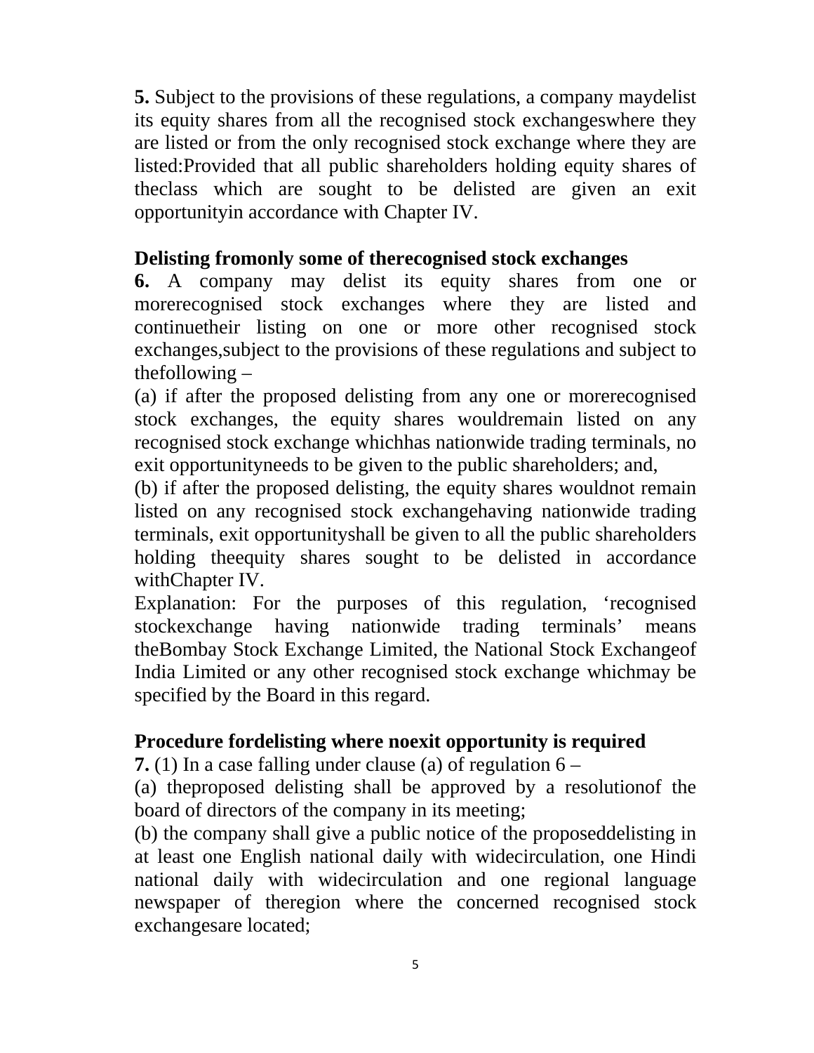**5.** Subject to the provisions of these regulations, a company maydelist its equity shares from all the recognised stock exchangeswhere they are listed or from the only recognised stock exchange where they are listed:Provided that all public shareholders holding equity shares of theclass which are sought to be delisted are given an exit opportunityin accordance with Chapter IV.

**Delisting fromonly some of therecognised stock exchanges**

**6.** A company may delist its equity shares from one or morerecognised stock exchanges where they are listed and continuetheir listing on one or more other recognised stock exchanges,subject to the provisions of these regulations and subject to thefollowing –

(a) if after the proposed delisting from any one or morerecognised stock exchanges, the equity shares wouldremain listed on any recognised stock exchange whichhas nationwide trading terminals, no exit opportunityneeds to be given to the public shareholders; and,

(b) if after the proposed delisting, the equity shares wouldnot remain listed on any recognised stock exchangehaving nationwide trading terminals, exit opportunityshall be given to all the public shareholders holding theequity shares sought to be delisted in accordance withChapter IV.

Explanation: For the purposes of this regulation, 'recognised stockexchange having nationwide trading terminals' means theBombay Stock Exchange Limited, the National Stock Exchangeof India Limited or any other recognised stock exchange whichmay be specified by the Board in this regard.

**Procedure fordelisting where noexit opportunity is required**

**7.** (1) In a case falling under clause (a) of regulation 6 –

(a) theproposed delisting shall be approved by a resolutionof the board of directors of the company in its meeting;

(b) the company shall give a public notice of the proposeddelisting in at least one English national daily with widecirculation, one Hindi national daily with widecirculation and one regional language newspaper of theregion where the concerned recognised stock exchangesare located;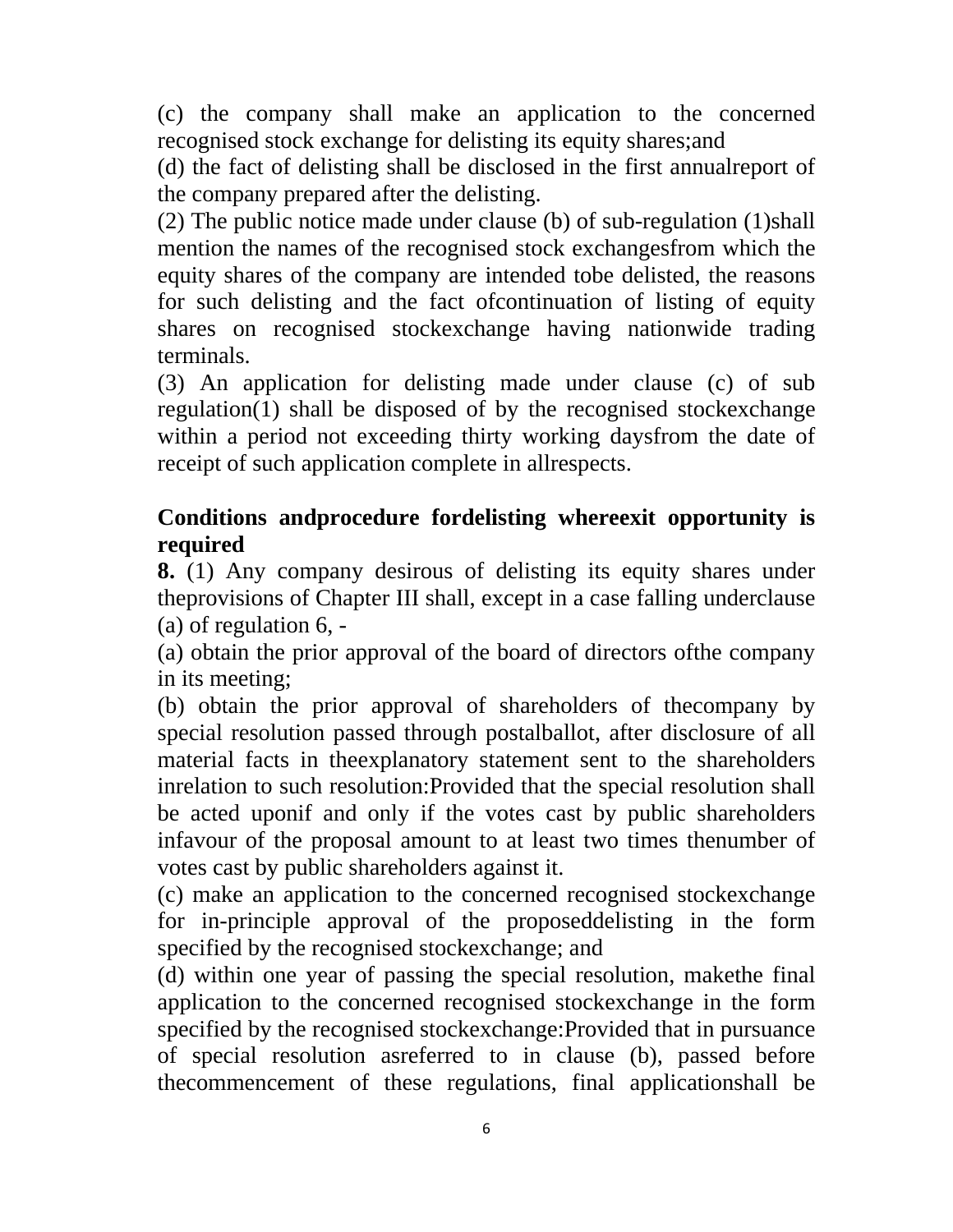(c) the company shall make an application to the concerned recognised stock exchange for delisting its equity shares;and

(d) the fact of delisting shall be disclosed in the first annualreport of the company prepared after the delisting.

(2) The public notice made under clause (b) of sub-regulation (1)shall mention the names of the recognised stock exchangesfrom which the equity shares of the company are intended tobe delisted, the reasons for such delisting and the fact ofcontinuation of listing of equity shares on recognised stockexchange having nationwide trading terminals.

(3) An application for delisting made under clause (c) of sub regulation(1) shall be disposed of by the recognised stockexchange within a period not exceeding thirty working daysfrom the date of receipt of such application complete in allrespects.

**Conditions andprocedure fordelisting whereexit opportunity is required**

**8.** (1) Any company desirous of delisting its equity shares under theprovisions of Chapter III shall, except in a case falling underclause (a) of regulation 6, -

(a) obtain the prior approval of the board of directors ofthe company in its meeting;

(b) obtain the prior approval of shareholders of thecompany by special resolution passed through postalballot, after disclosure of all material facts in theexplanatory statement sent to the shareholders inrelation to such resolution:Provided that the special resolution shall be acted uponif and only if the votes cast by public shareholders infavour of the proposal amount to at least two times thenumber of votes cast by public shareholders against it.

(c) make an application to the concerned recognised stockexchange for in-principle approval of the proposeddelisting in the form specified by the recognised stockexchange; and

(d) within one year of passing the special resolution, makethe final application to the concerned recognised stockexchange in the form specified by the recognised stockexchange:Provided that in pursuance of special resolution asreferred to in clause (b), passed before thecommencement of these regulations, final applicationshall be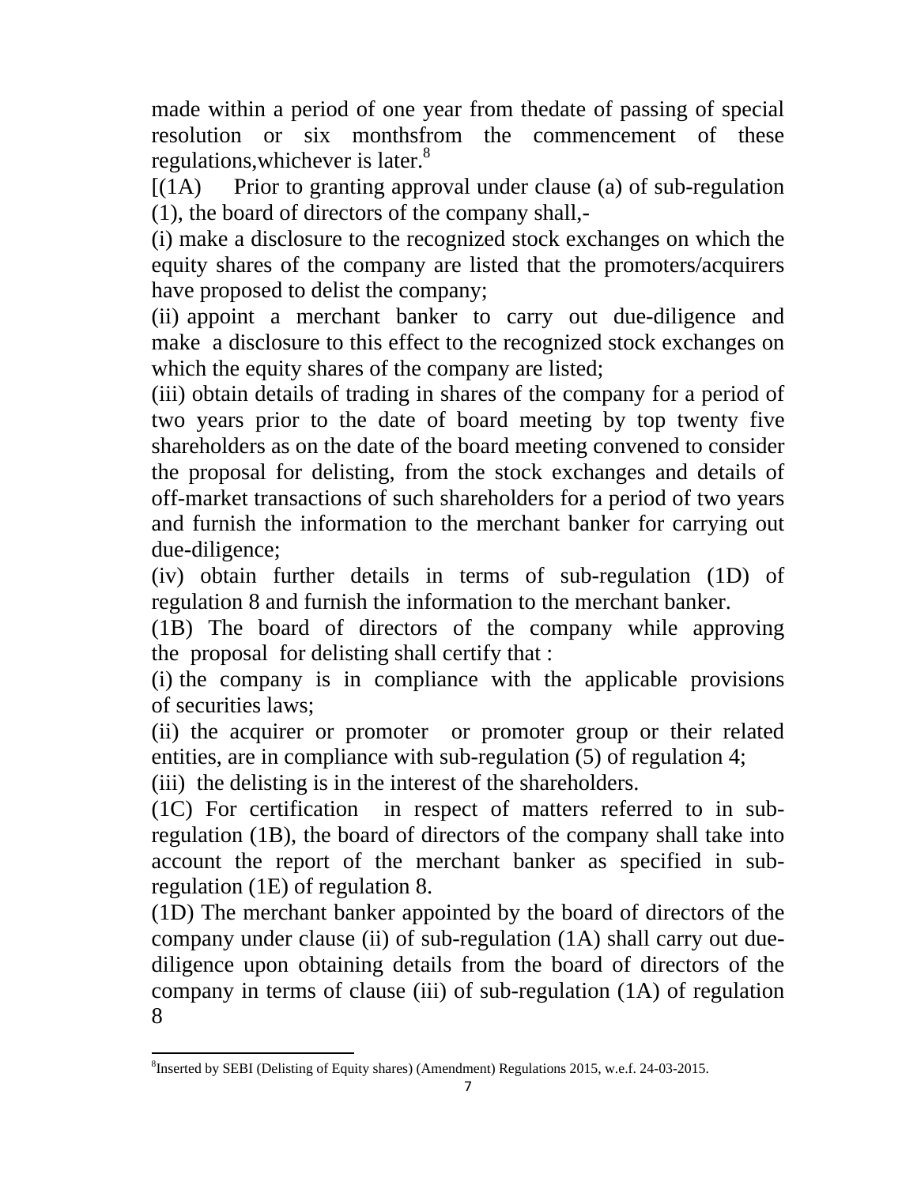made within a period of one year from thedate of passing of special resolution or six monthsfrom the commencement of these regulations,whichever is later.[8]

[(1A) Prior to granting approval under clause (a) of sub-regulation (1), the board of directors of the company shall,-

(i) make a disclosure to the recognized stock exchanges on which the equity shares of the company are listed that the promoters/acquirers have proposed to delist the company;

(ii) appoint a merchant banker to carry out due-diligence and make a disclosure to this effect to the recognized stock exchanges on which the equity shares of the company are listed;

(iii) obtain details of trading in shares of the company for a period of two years prior to the date of board meeting by top twenty five shareholders as on the date of the board meeting convened to consider the proposal for delisting, from the stock exchanges and details of off-market transactions of such shareholders for a period of two years and furnish the information to the merchant banker for carrying out due-diligence;

(iv) obtain further details in terms of sub-regulation (1D) of regulation 8 and furnish the information to the merchant banker.

(1B) The board of directors of the company while approving the proposal for delisting shall certify that :

(i) the company is in compliance with the applicable provisions of securities laws;

(ii) the acquirer or promoter or promoter group or their related entities, are in compliance with sub-regulation (5) of regulation 4;

(iii) the delisting is in the interest of the shareholders.

(1C) For certification in respect of matters referred to in sub-regulation (1B), the board of directors of the company shall take into account the report of the merchant banker as specified in sub-regulation (1E) of regulation 8.

(1D) The merchant banker appointed by the board of directors of the company under clause (ii) of sub-regulation (1A) shall carry out due-diligence upon obtaining details from the board of directors of the company in terms of clause (iii) of sub-regulation (1A) of regulation 8

---

[8]Inserted by SEBI (Delisting of Equity shares) (Amendment) Regulations 2015, w.e.f. 24-03-2015.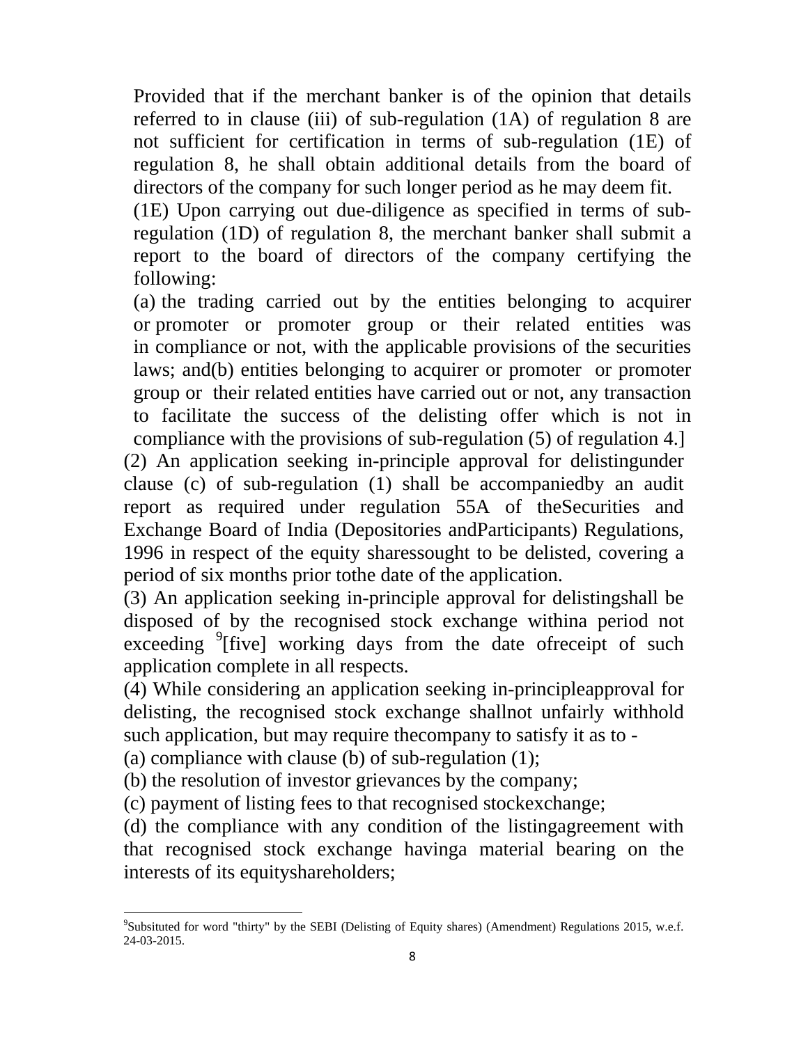Provided that if the merchant banker is of the opinion that details referred to in clause (iii) of sub-regulation (1A) of regulation 8 are not sufficient for certification in terms of sub-regulation (1E) of regulation 8, he shall obtain additional details from the board of directors of the company for such longer period as he may deem fit.

(1E) Upon carrying out due-diligence as specified in terms of sub-regulation (1D) of regulation 8, the merchant banker shall submit a report to the board of directors of the company certifying the following:

(a) the trading carried out by the entities belonging to acquirer or promoter or promoter group or their related entities was in compliance or not, with the applicable provisions of the securities laws; and(b) entities belonging to acquirer or promoter or promoter group or their related entities have carried out or not, any transaction to facilitate the success of the delisting offer which is not in compliance with the provisions of sub-regulation (5) of regulation 4.]

(2) An application seeking in-principle approval for delistingunder clause (c) of sub-regulation (1) shall be accompaniedby an audit report as required under regulation 55A of theSecurities and Exchange Board of India (Depositories andParticipants) Regulations, 1996 in respect of the equity sharessought to be delisted, covering a period of six months prior tothe date of the application.

(3) An application seeking in-principle approval for delistingshall be disposed of by the recognised stock exchange withina period not exceeding [9][five] working days from the date ofreceipt of such application complete in all respects.

(4) While considering an application seeking in-principleapproval for delisting, the recognised stock exchange shallnot unfairly withhold such application, but may require thecompany to satisfy it as to -

(a) compliance with clause (b) of sub-regulation (1);

(b) the resolution of investor grievances by the company;

(c) payment of listing fees to that recognised stockexchange;

(d) the compliance with any condition of the listingagreement with that recognised stock exchange havinga material bearing on the interests of its equityshareholders;

---

[9]Subsituted for word "thirty" by the SEBI (Delisting of Equity shares) (Amendment) Regulations 2015, w.e.f. 24-03-2015.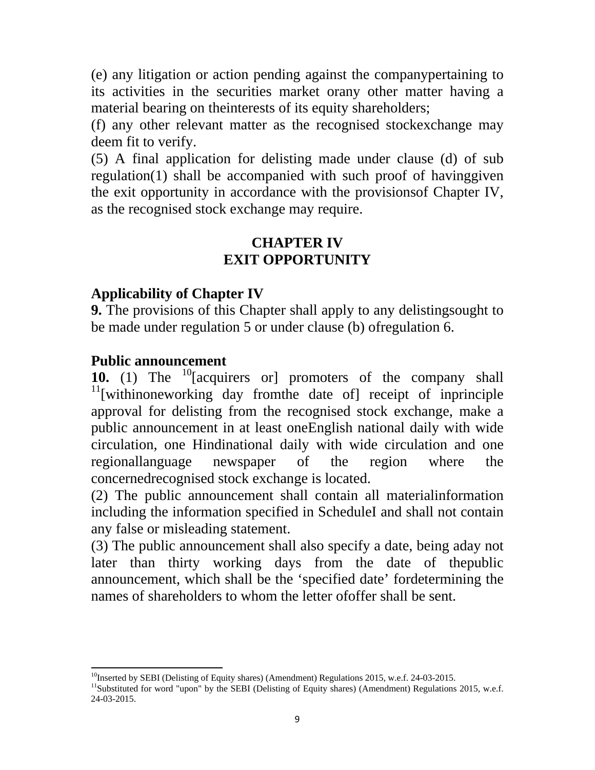(e) any litigation or action pending against the companypertaining to its activities in the securities market orany other matter having a material bearing on theinterests of its equity shareholders;

(f) any other relevant matter as the recognised stockexchange may deem fit to verify.

(5) A final application for delisting made under clause (d) of sub regulation(1) shall be accompanied with such proof of havinggiven the exit opportunity in accordance with the provisionsof Chapter IV, as the recognised stock exchange may require.

## CHAPTER IV
## EXIT OPPORTUNITY

### Applicability of Chapter IV

**9.** The provisions of this Chapter shall apply to any delistingsought to be made under regulation 5 or under clause (b) ofregulation 6.

### Public announcement

**10.** (1) The [10][acquirers or] promoters of the company shall [11][withinoneworking day fromthe date of] receipt of inprinciple approval for delisting from the recognised stock exchange, make a public announcement in at least oneEnglish national daily with wide circulation, one Hindinational daily with wide circulation and one regionallanguage newspaper of the region where the concernedrecognised stock exchange is located.

(2) The public announcement shall contain all materialinformation including the information specified in ScheduleI and shall not contain any false or misleading statement.

(3) The public announcement shall also specify a date, being aday not later than thirty working days from the date of thepublic announcement, which shall be the 'specified date' fordetermining the names of shareholders to whom the letter ofoffer shall be sent.

---

[10]Inserted by SEBI (Delisting of Equity shares) (Amendment) Regulations 2015, w.e.f. 24-03-2015.

[11]Substituted for word "upon" by the SEBI (Delisting of Equity shares) (Amendment) Regulations 2015, w.e.f. 24-03-2015.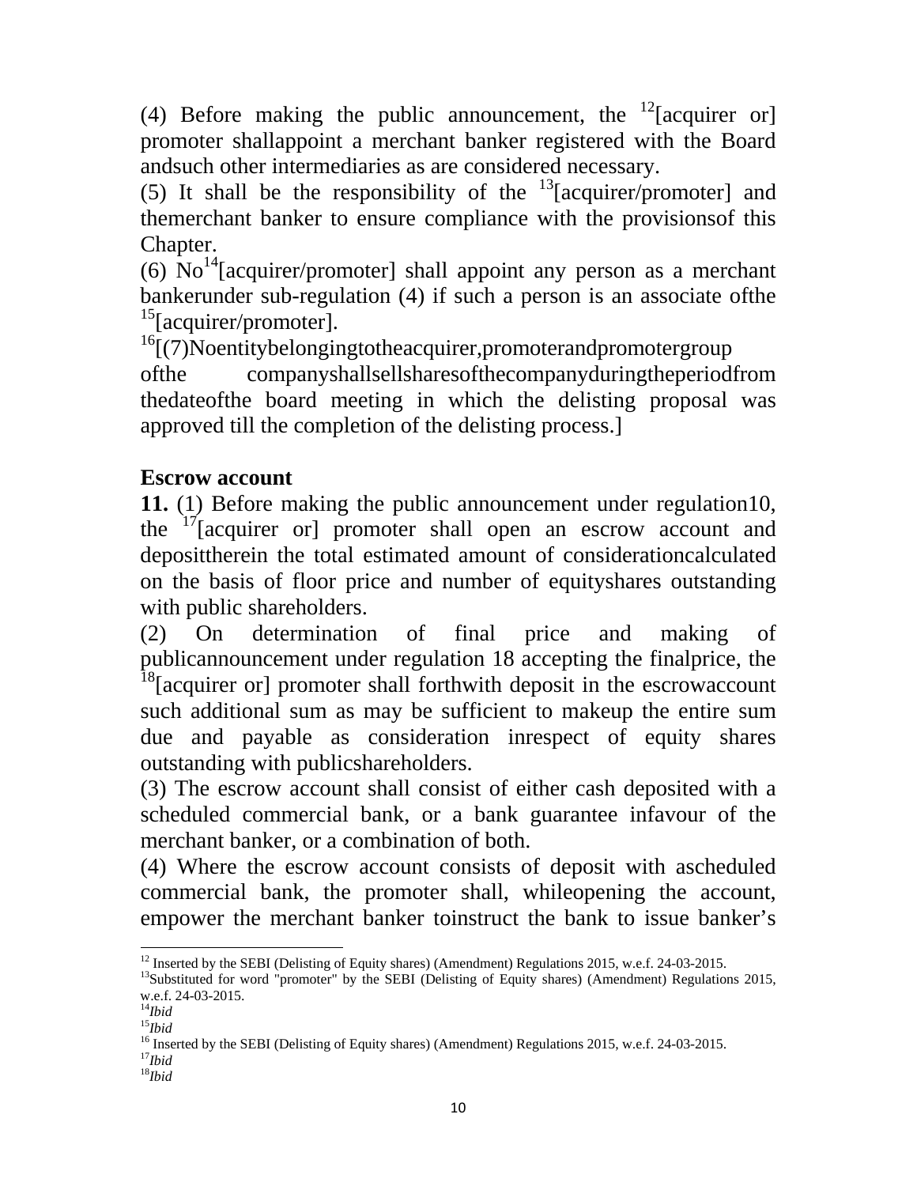(4) Before making the public announcement, the [12][acquirer or] promoter shallappoint a merchant banker registered with the Board andsuch other intermediaries as are considered necessary.

(5) It shall be the responsibility of the [13][acquirer/promoter] and themerchant banker to ensure compliance with the provisionsof this Chapter.

(6) No[14][acquirer/promoter] shall appoint any person as a merchant bankerunder sub-regulation (4) if such a person is an associate ofthe [15][acquirer/promoter].

[16][(7)Noentitybelongingtotheacquirer,promoterandpromotergroup ofthe companyshallsellsharesofthecompanyduringtheperiodfrom thedateofthe board meeting in which the delisting proposal was approved till the completion of the delisting process.]

## Escrow account

**11.** (1) Before making the public announcement under regulation10, the [17][acquirer or] promoter shall open an escrow account and deposittherein the total estimated amount of considerationcalculated on the basis of floor price and number of equityshares outstanding with public shareholders.

(2) On determination of final price and making of publicannouncement under regulation 18 accepting the finalprice, the [18][acquirer or] promoter shall forthwith deposit in the escrowaccount such additional sum as may be sufficient to makeup the entire sum due and payable as consideration inrespect of equity shares outstanding with publicshareholders.

(3) The escrow account shall consist of either cash deposited with a scheduled commercial bank, or a bank guarantee infavour of the merchant banker, or a combination of both.

(4) Where the escrow account consists of deposit with ascheduled commercial bank, the promoter shall, whileopening the account, empower the merchant banker toinstruct the bank to issue banker's

---

[12] Inserted by the SEBI (Delisting of Equity shares) (Amendment) Regulations 2015, w.e.f. 24-03-2015.
[13] Substituted for word "promoter" by the SEBI (Delisting of Equity shares) (Amendment) Regulations 2015, w.e.f. 24-03-2015.
[14] *Ibid*
[15] *Ibid*
[16] Inserted by the SEBI (Delisting of Equity shares) (Amendment) Regulations 2015, w.e.f. 24-03-2015.
[17] *Ibid*
[18] *Ibid*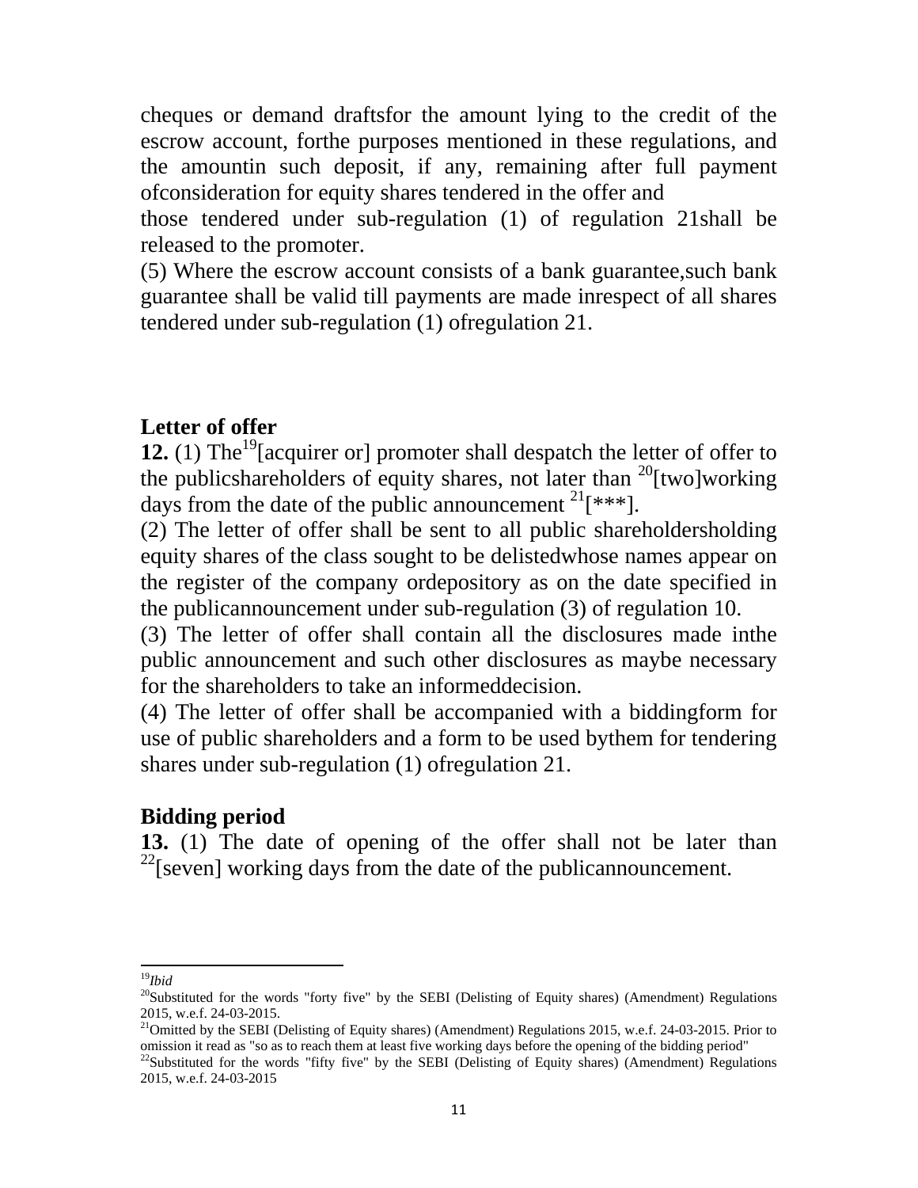cheques or demand draftsfor the amount lying to the credit of the escrow account, forthe purposes mentioned in these regulations, and the amountin such deposit, if any, remaining after full payment ofconsideration for equity shares tendered in the offer and those tendered under sub-regulation (1) of regulation 21shall be released to the promoter.

(5) Where the escrow account consists of a bank guarantee,such bank guarantee shall be valid till payments are made inrespect of all shares tendered under sub-regulation (1) ofregulation 21.

### Letter of offer

**12.** (1) The[19][acquirer or] promoter shall despatch the letter of offer to the publicshareholders of equity shares, not later than [20][two]working days from the date of the public announcement [21][***].

(2) The letter of offer shall be sent to all public shareholdersholding equity shares of the class sought to be delistedwhose names appear on the register of the company ordepository as on the date specified in the publicannouncement under sub-regulation (3) of regulation 10.

(3) The letter of offer shall contain all the disclosures made inthe public announcement and such other disclosures as maybe necessary for the shareholders to take an informeddecision.

(4) The letter of offer shall be accompanied with a biddingform for use of public shareholders and a form to be used bythem for tendering shares under sub-regulation (1) ofregulation 21.

### Bidding period

**13.** (1) The date of opening of the offer shall not be later than [22][seven] working days from the date of the publicannouncement.

---

[19] *Ibid*

[20] Substituted for the words "forty five" by the SEBI (Delisting of Equity shares) (Amendment) Regulations 2015, w.e.f. 24-03-2015.

[21] Omitted by the SEBI (Delisting of Equity shares) (Amendment) Regulations 2015, w.e.f. 24-03-2015. Prior to omission it read as "so as to reach them at least five working days before the opening of the bidding period"

[22] Substituted for the words "fifty five" by the SEBI (Delisting of Equity shares) (Amendment) Regulations 2015, w.e.f. 24-03-2015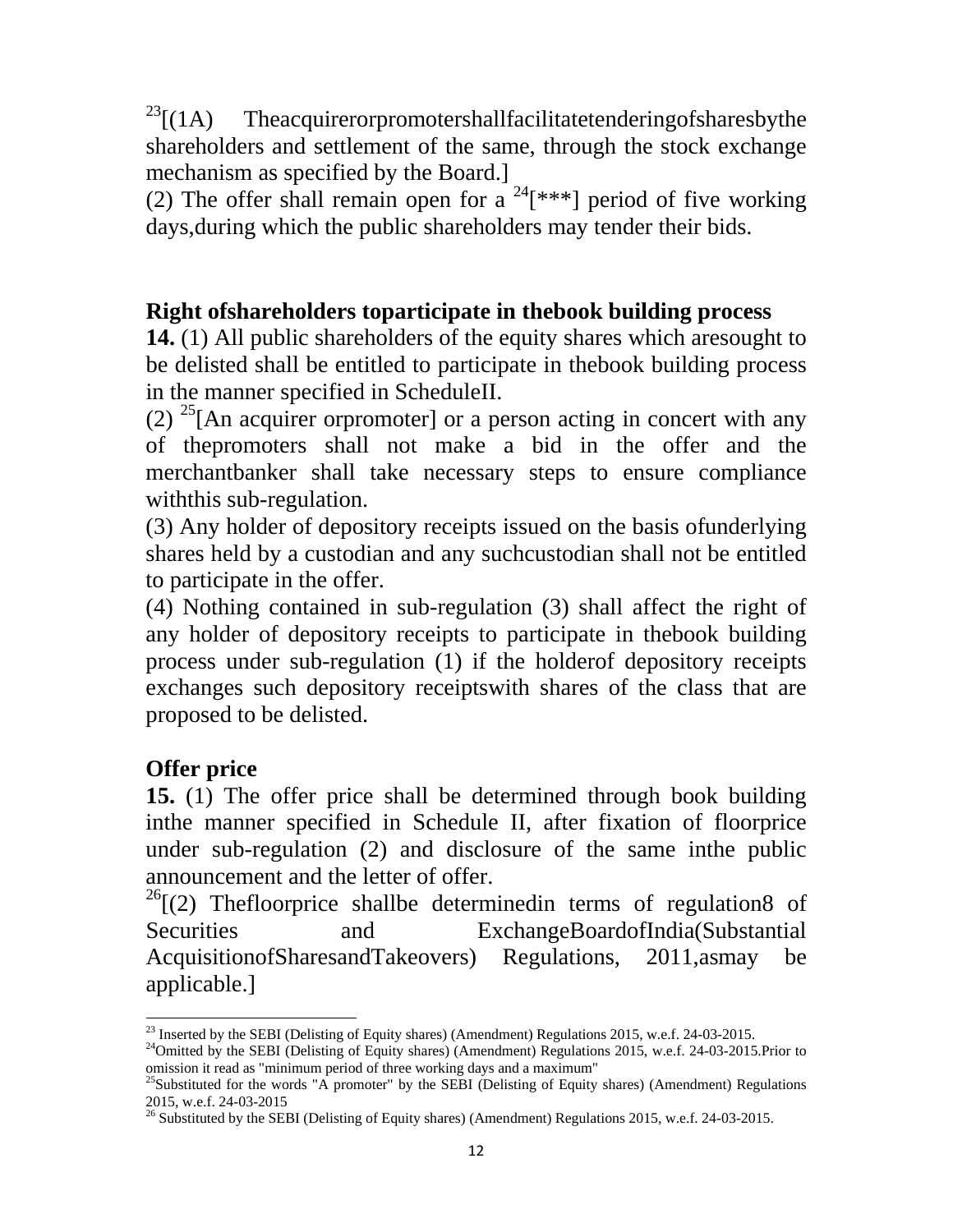[23][(1A) The acquirer or promoter shall facilitate tendering of shares by the shareholders and settlement of the same, through the stock exchange mechanism as specified by the Board.]

(2) The offer shall remain open for a [24][***] period of five working days, during which the public shareholders may tender their bids.

## Right of shareholders to participate in the book building process

**14.** (1) All public shareholders of the equity shares which are sought to be delisted shall be entitled to participate in the book building process in the manner specified in Schedule II.

(2) [25][An acquirer or promoter] or a person acting in concert with any of the promoters shall not make a bid in the offer and the merchant banker shall take necessary steps to ensure compliance with this sub-regulation.

(3) Any holder of depository receipts issued on the basis of underlying shares held by a custodian and any such custodian shall not be entitled to participate in the offer.

(4) Nothing contained in sub-regulation (3) shall affect the right of any holder of depository receipts to participate in the book building process under sub-regulation (1) if the holder of depository receipts exchanges such depository receipts with shares of the class that are proposed to be delisted.

## Offer price

**15.** (1) The offer price shall be determined through book building in the manner specified in Schedule II, after fixation of floor price under sub-regulation (2) and disclosure of the same in the public announcement and the letter of offer.

[26][(2) The floor price shall be determined in terms of regulation 8 of Securities and Exchange Board of India (Substantial Acquisition of Shares and Takeovers) Regulations, 2011, as may be applicable.]

---

[23] Inserted by the SEBI (Delisting of Equity shares) (Amendment) Regulations 2015, w.e.f. 24-03-2015.

[24] Omitted by the SEBI (Delisting of Equity shares) (Amendment) Regulations 2015, w.e.f. 24-03-2015. Prior to omission it read as "minimum period of three working days and a maximum"

[25] Substituted for the words "A promoter" by the SEBI (Delisting of Equity shares) (Amendment) Regulations 2015, w.e.f. 24-03-2015

[26] Substituted by the SEBI (Delisting of Equity shares) (Amendment) Regulations 2015, w.e.f. 24-03-2015.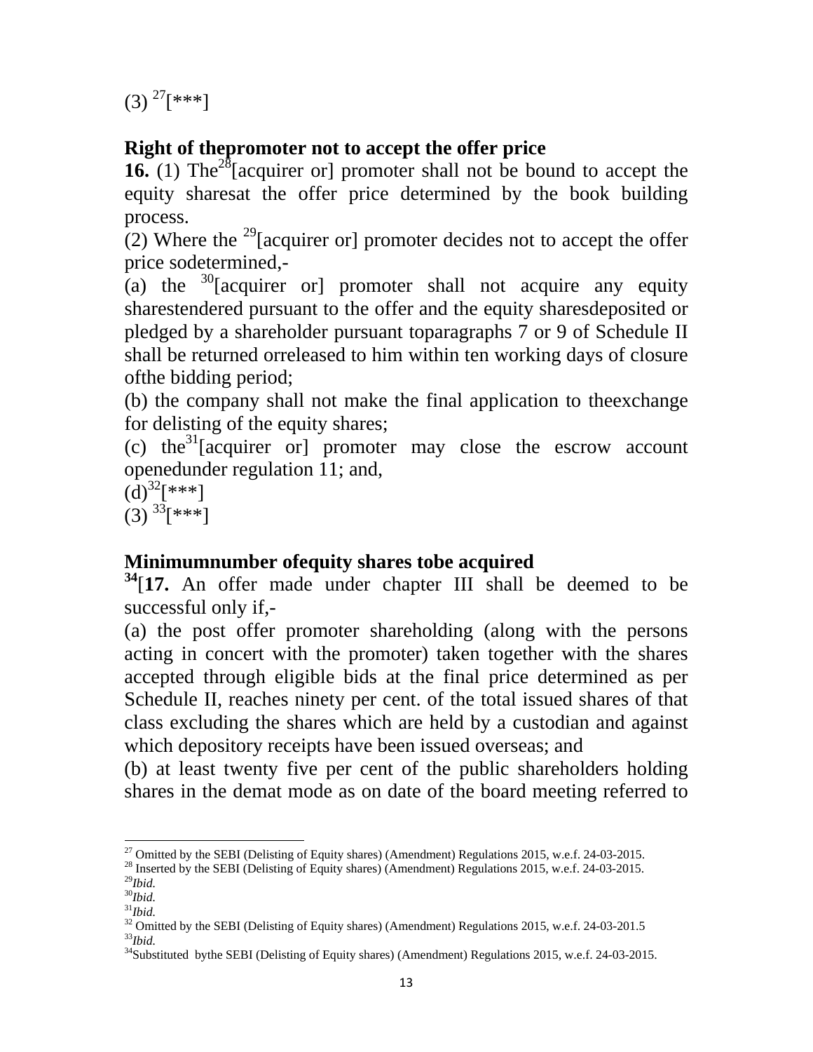(3) [27][***]

## Right of thepromoter not to accept the offer price

**16.** (1) The[28][acquirer or] promoter shall not be bound to accept the equity sharesat the offer price determined by the book building process.

(2) Where the [29][acquirer or] promoter decides not to accept the offer price sodetermined,-

(a) the [30][acquirer or] promoter shall not acquire any equity sharestendered pursuant to the offer and the equity sharesdeposited or pledged by a shareholder pursuant toparagraphs 7 or 9 of Schedule II shall be returned orreleased to him within ten working days of closure ofthe bidding period;

(b) the company shall not make the final application to theexchange for delisting of the equity shares;

(c) the[31][acquirer or] promoter may close the escrow account openedunder regulation 11; and,

(d)[32][***]

(3) [33][***]

## Minimumnumber ofequity shares tobe acquired

[34][**17.** An offer made under chapter III shall be deemed to be successful only if,-

(a) the post offer promoter shareholding (along with the persons acting in concert with the promoter) taken together with the shares accepted through eligible bids at the final price determined as per Schedule II, reaches ninety per cent. of the total issued shares of that class excluding the shares which are held by a custodian and against which depository receipts have been issued overseas; and

(b) at least twenty five per cent of the public shareholders holding shares in the demat mode as on date of the board meeting referred to

---

[27] Omitted by the SEBI (Delisting of Equity shares) (Amendment) Regulations 2015, w.e.f. 24-03-2015.
[28] Inserted by the SEBI (Delisting of Equity shares) (Amendment) Regulations 2015, w.e.f. 24-03-2015.
[29] *Ibid.*
[30] *Ibid.*
[31] *Ibid.*
[32] Omitted by the SEBI (Delisting of Equity shares) (Amendment) Regulations 2015, w.e.f. 24-03-201.5
[33] *Ibid.*
[34] Substituted bythe SEBI (Delisting of Equity shares) (Amendment) Regulations 2015, w.e.f. 24-03-2015.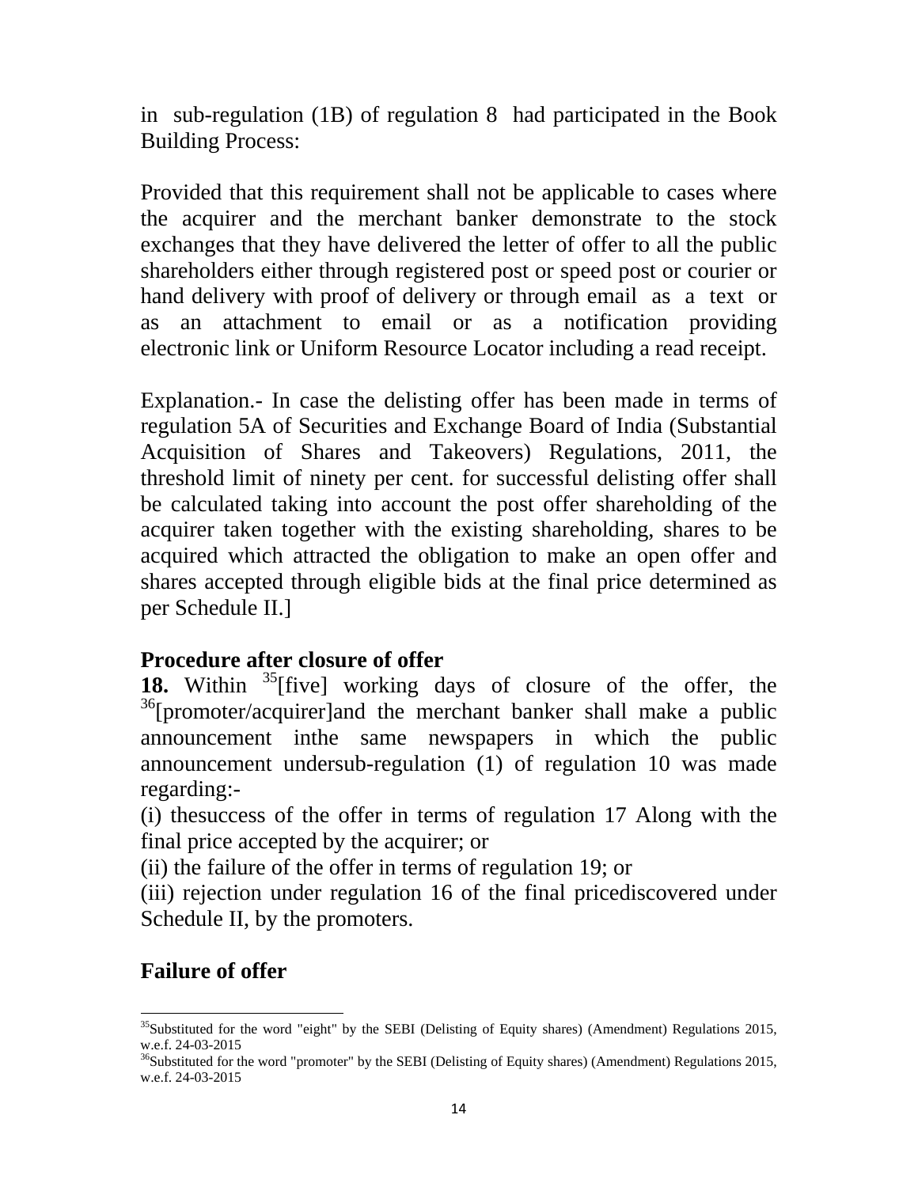in sub-regulation (1B) of regulation 8 had participated in the Book Building Process:

Provided that this requirement shall not be applicable to cases where the acquirer and the merchant banker demonstrate to the stock exchanges that they have delivered the letter of offer to all the public shareholders either through registered post or speed post or courier or hand delivery with proof of delivery or through email as a text or as an attachment to email or as a notification providing electronic link or Uniform Resource Locator including a read receipt.

Explanation.- In case the delisting offer has been made in terms of regulation 5A of Securities and Exchange Board of India (Substantial Acquisition of Shares and Takeovers) Regulations, 2011, the threshold limit of ninety per cent. for successful delisting offer shall be calculated taking into account the post offer shareholding of the acquirer taken together with the existing shareholding, shares to be acquired which attracted the obligation to make an open offer and shares accepted through eligible bids at the final price determined as per Schedule II.]

**Procedure after closure of offer**

**18.** Within [35][five] working days of closure of the offer, the [36][promoter/acquirer]and the merchant banker shall make a public announcement inthe same newspapers in which the public announcement undersub-regulation (1) of regulation 10 was made regarding:-

(i) thesuccess of the offer in terms of regulation 17 Along with the final price accepted by the acquirer; or

(ii) the failure of the offer in terms of regulation 19; or

(iii) rejection under regulation 16 of the final pricediscovered under Schedule II, by the promoters.

**Failure of offer**

---

[35]Substituted for the word "eight" by the SEBI (Delisting of Equity shares) (Amendment) Regulations 2015, w.e.f. 24-03-2015

[36]Substituted for the word "promoter" by the SEBI (Delisting of Equity shares) (Amendment) Regulations 2015, w.e.f. 24-03-2015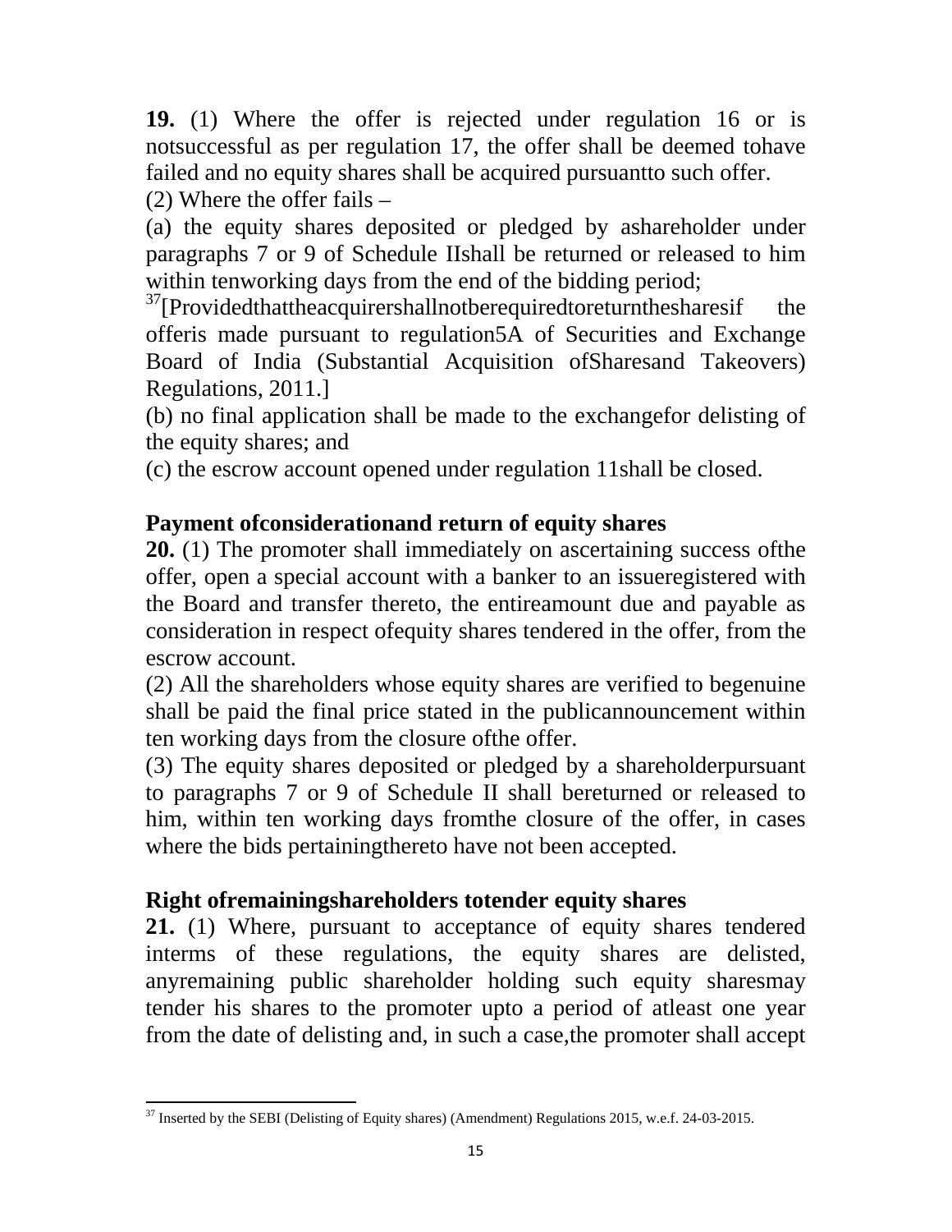**19.** (1) Where the offer is rejected under regulation 16 or is notsuccessful as per regulation 17, the offer shall be deemed tohave failed and no equity shares shall be acquired pursuantto such offer.

(2) Where the offer fails –

(a) the equity shares deposited or pledged by ashareholder under paragraphs 7 or 9 of Schedule IIshall be returned or released to him within tenworking days from the end of the bidding period;

[37][Providedthattheacquirershallnotberequiredtoreturnthesharesif the offeris made pursuant to regulation5A of Securities and Exchange Board of India (Substantial Acquisition ofSharesand Takeovers) Regulations, 2011.]

(b) no final application shall be made to the exchangefor delisting of the equity shares; and

(c) the escrow account opened under regulation 11shall be closed.

**Payment ofconsiderationand return of equity shares**

**20.** (1) The promoter shall immediately on ascertaining success ofthe offer, open a special account with a banker to an issueregistered with the Board and transfer thereto, the entireamount due and payable as consideration in respect ofequity shares tendered in the offer, from the escrow account.

(2) All the shareholders whose equity shares are verified to begenuine shall be paid the final price stated in the publicannouncement within ten working days from the closure ofthe offer.

(3) The equity shares deposited or pledged by a shareholderpursuant to paragraphs 7 or 9 of Schedule II shall bereturned or released to him, within ten working days fromthe closure of the offer, in cases where the bids pertainingthereto have not been accepted.

**Right ofremainingshareholders totender equity shares**

**21.** (1) Where, pursuant to acceptance of equity shares tendered interms of these regulations, the equity shares are delisted, anyremaining public shareholder holding such equity sharesmay tender his shares to the promoter upto a period of atleast one year from the date of delisting and, in such a case,the promoter shall accept

---

[37] Inserted by the SEBI (Delisting of Equity shares) (Amendment) Regulations 2015, w.e.f. 24-03-2015.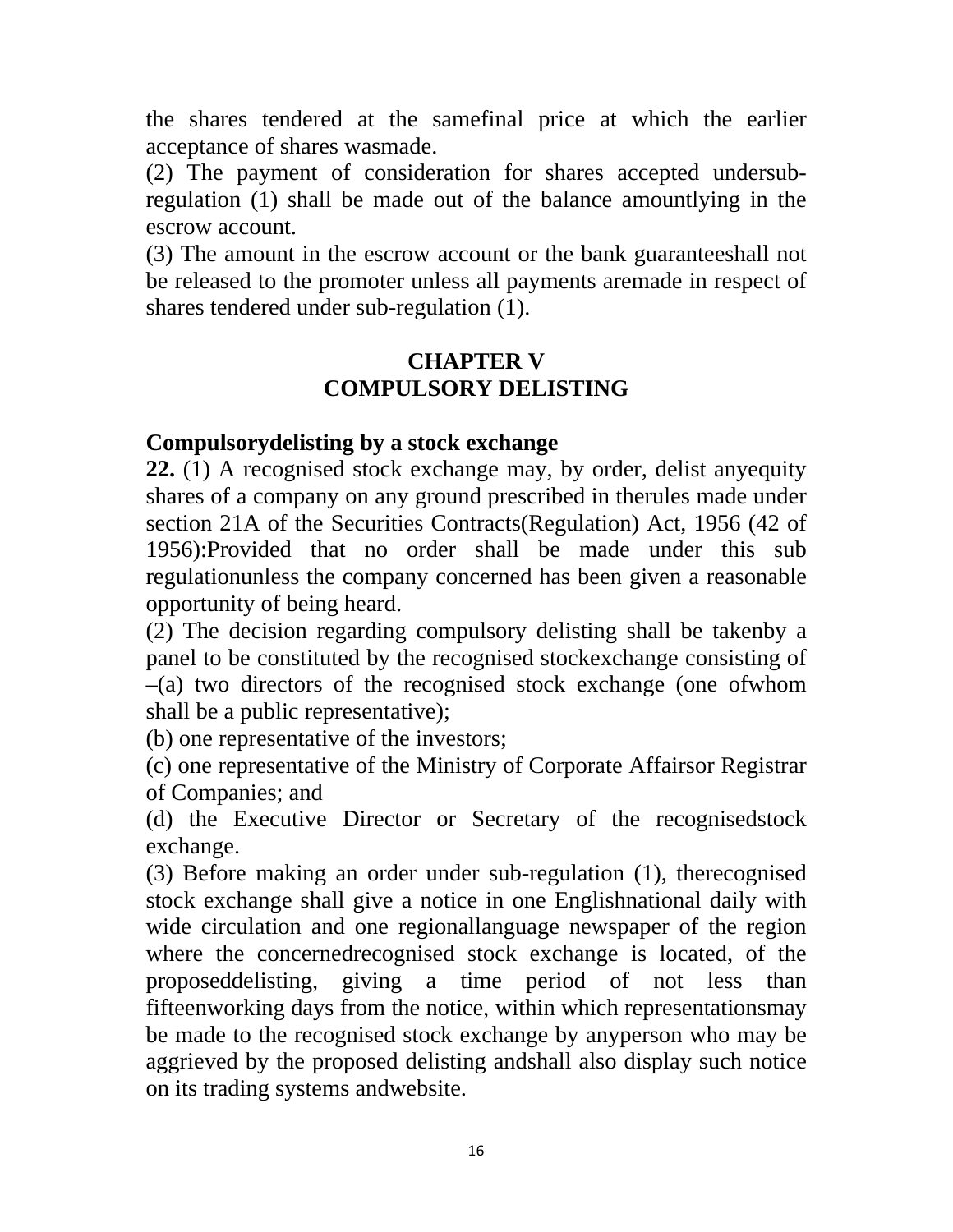the shares tendered at the samefinal price at which the earlier acceptance of shares wasmade.

(2) The payment of consideration for shares accepted undersub-regulation (1) shall be made out of the balance amountlying in the escrow account.

(3) The amount in the escrow account or the bank guaranteeshall not be released to the promoter unless all payments aremade in respect of shares tendered under sub-regulation (1).

## CHAPTER V
## COMPULSORY DELISTING

### Compulsorydelisting by a stock exchange

**22.** (1) A recognised stock exchange may, by order, delist anyequity shares of a company on any ground prescribed in therules made under section 21A of the Securities Contracts(Regulation) Act, 1956 (42 of 1956):Provided that no order shall be made under this sub regulationunless the company concerned has been given a reasonable opportunity of being heard.

(2) The decision regarding compulsory delisting shall be takenby a panel to be constituted by the recognised stockexchange consisting of –(a) two directors of the recognised stock exchange (one ofwhom shall be a public representative);

(b) one representative of the investors;

(c) one representative of the Ministry of Corporate Affairsor Registrar of Companies; and

(d) the Executive Director or Secretary of the recognisedstock exchange.

(3) Before making an order under sub-regulation (1), therecognised stock exchange shall give a notice in one Englishnational daily with wide circulation and one regionallanguage newspaper of the region where the concernedrecognised stock exchange is located, of the proposeddelisting, giving a time period of not less than fifteenworking days from the notice, within which representationsmay be made to the recognised stock exchange by anyperson who may be aggrieved by the proposed delisting andshall also display such notice on its trading systems andwebsite.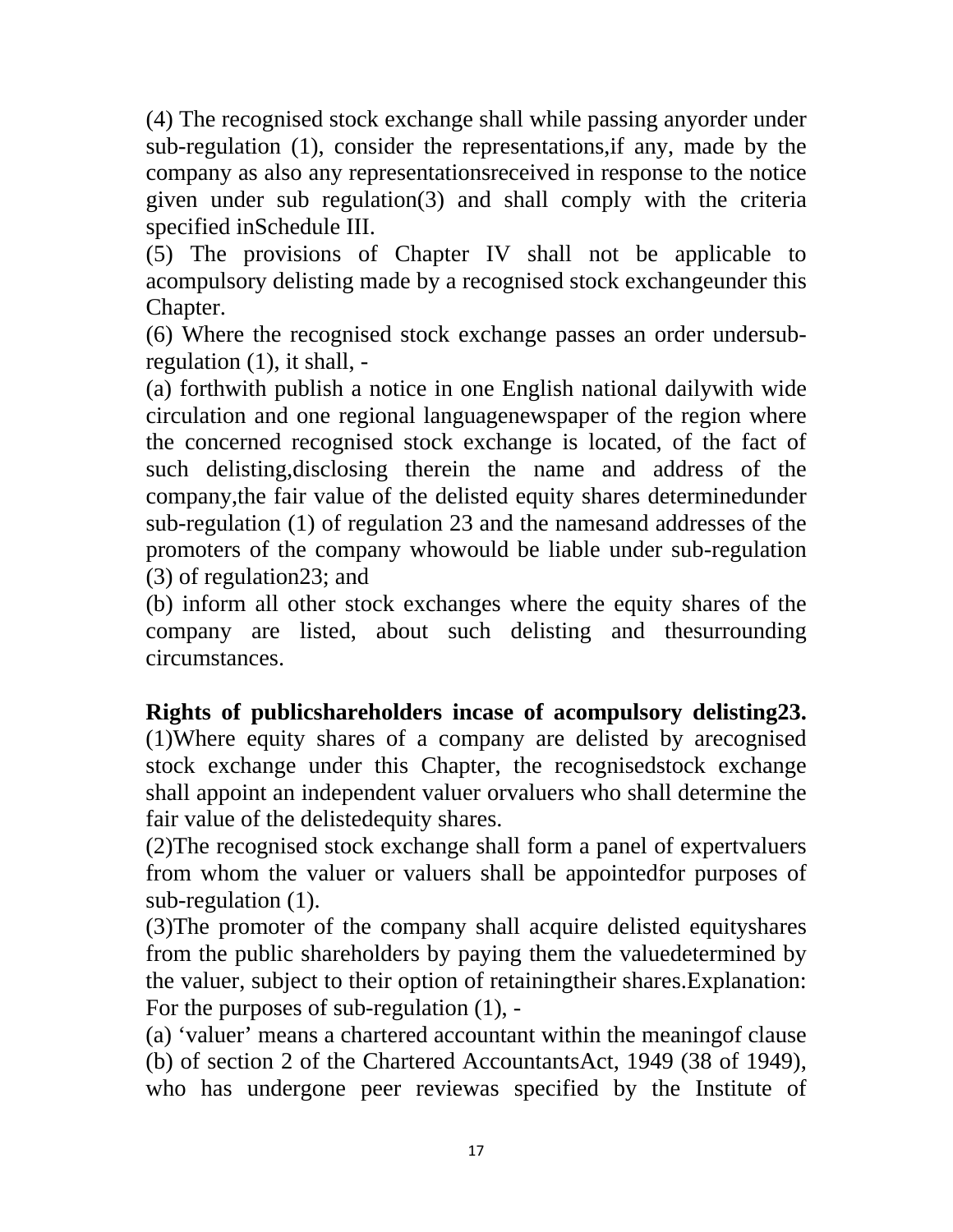(4) The recognised stock exchange shall while passing anyorder under sub-regulation (1), consider the representations,if any, made by the company as also any representationsreceived in response to the notice given under sub regulation(3) and shall comply with the criteria specified inSchedule III.

(5) The provisions of Chapter IV shall not be applicable to acompulsory delisting made by a recognised stock exchangeunder this Chapter.

(6) Where the recognised stock exchange passes an order undersub-regulation (1), it shall, -

(a) forthwith publish a notice in one English national dailywith wide circulation and one regional languagenewspaper of the region where the concerned recognised stock exchange is located, of the fact of such delisting,disclosing therein the name and address of the company,the fair value of the delisted equity shares determinedunder sub-regulation (1) of regulation 23 and the namesand addresses of the promoters of the company whowould be liable under sub-regulation (3) of regulation23; and

(b) inform all other stock exchanges where the equity shares of the company are listed, about such delisting and thesurrounding circumstances.

**Rights of publicshareholders incase of acompulsory delisting23.** (1)Where equity shares of a company are delisted by arecognised stock exchange under this Chapter, the recognisedstock exchange shall appoint an independent valuer orvaluers who shall determine the fair value of the delistedequity shares.

(2)The recognised stock exchange shall form a panel of expertvaluers from whom the valuer or valuers shall be appointedfor purposes of sub-regulation (1).

(3)The promoter of the company shall acquire delisted equityshares from the public shareholders by paying them the valuedetermined by the valuer, subject to their option of retainingtheir shares.Explanation: For the purposes of sub-regulation (1), -

(a) 'valuer' means a chartered accountant within the meaningof clause (b) of section 2 of the Chartered AccountantsAct, 1949 (38 of 1949), who has undergone peer reviewas specified by the Institute of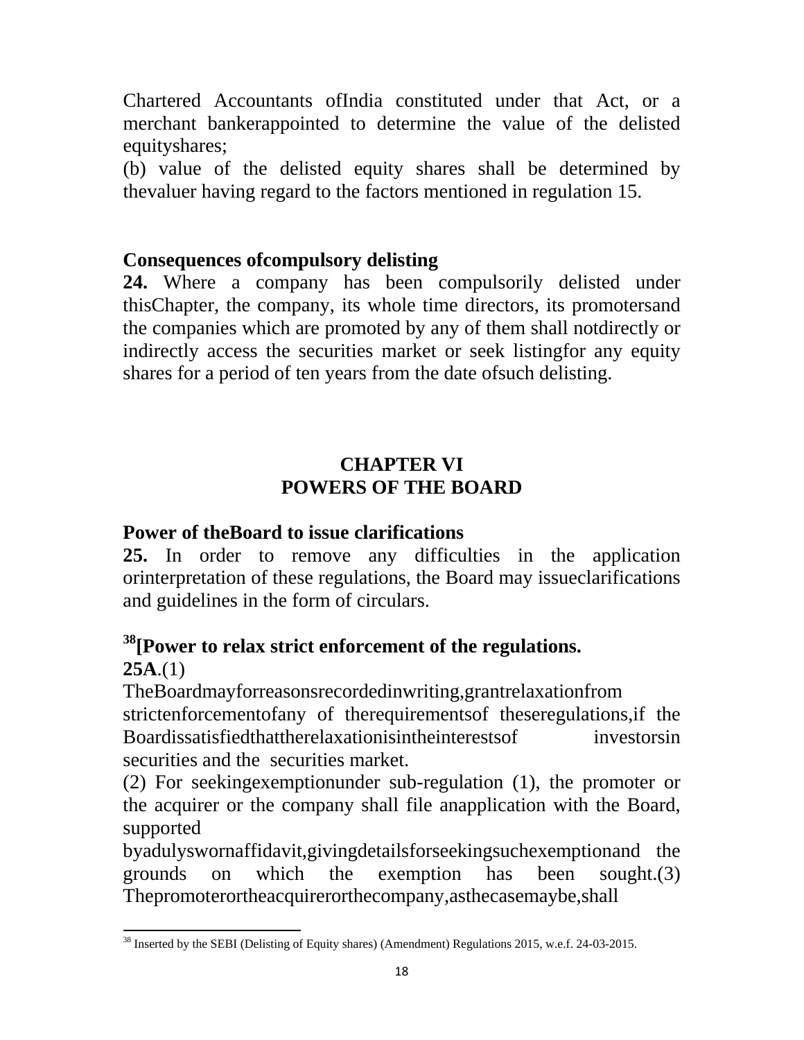Chartered Accountants ofIndia constituted under that Act, or a merchant bankerappointed to determine the value of the delisted equityshares;

(b) value of the delisted equity shares shall be determined by thevaluer having regard to the factors mentioned in regulation 15.

**Consequences ofcompulsory delisting**

**24.** Where a company has been compulsorily delisted under thisChapter, the company, its whole time directors, its promotersand the companies which are promoted by any of them shall notdirectly or indirectly access the securities market or seek listingfor any equity shares for a period of ten years from the date ofsuch delisting.

## CHAPTER VI
## POWERS OF THE BOARD

**Power of theBoard to issue clarifications**

**25.** In order to remove any difficulties in the application orinterpretation of these regulations, the Board may issueclarifications and guidelines in the form of circulars.

**[38][Power to relax strict enforcement of the regulations.**

**25A**.(1) TheBoardmayforreasonsrecordedinwriting,grantrelaxationfrom strictenforcementofany of therequirementsof theseregulations,if the Boardissatisfiedthattherelaxationisintheinterestsof investorsin securities and the securities market.

(2) For seekingexemptionunder sub-regulation (1), the promoter or the acquirer or the company shall file anapplication with the Board, supported byadulyswornaffidavit,givingdetailsforseekingsuchexemptionand the grounds on which the exemption has been sought.(3) Thepromoterortheacquirerorthecompany,asthecasemaybe,shall

---

[38] Inserted by the SEBI (Delisting of Equity shares) (Amendment) Regulations 2015, w.e.f. 24-03-2015.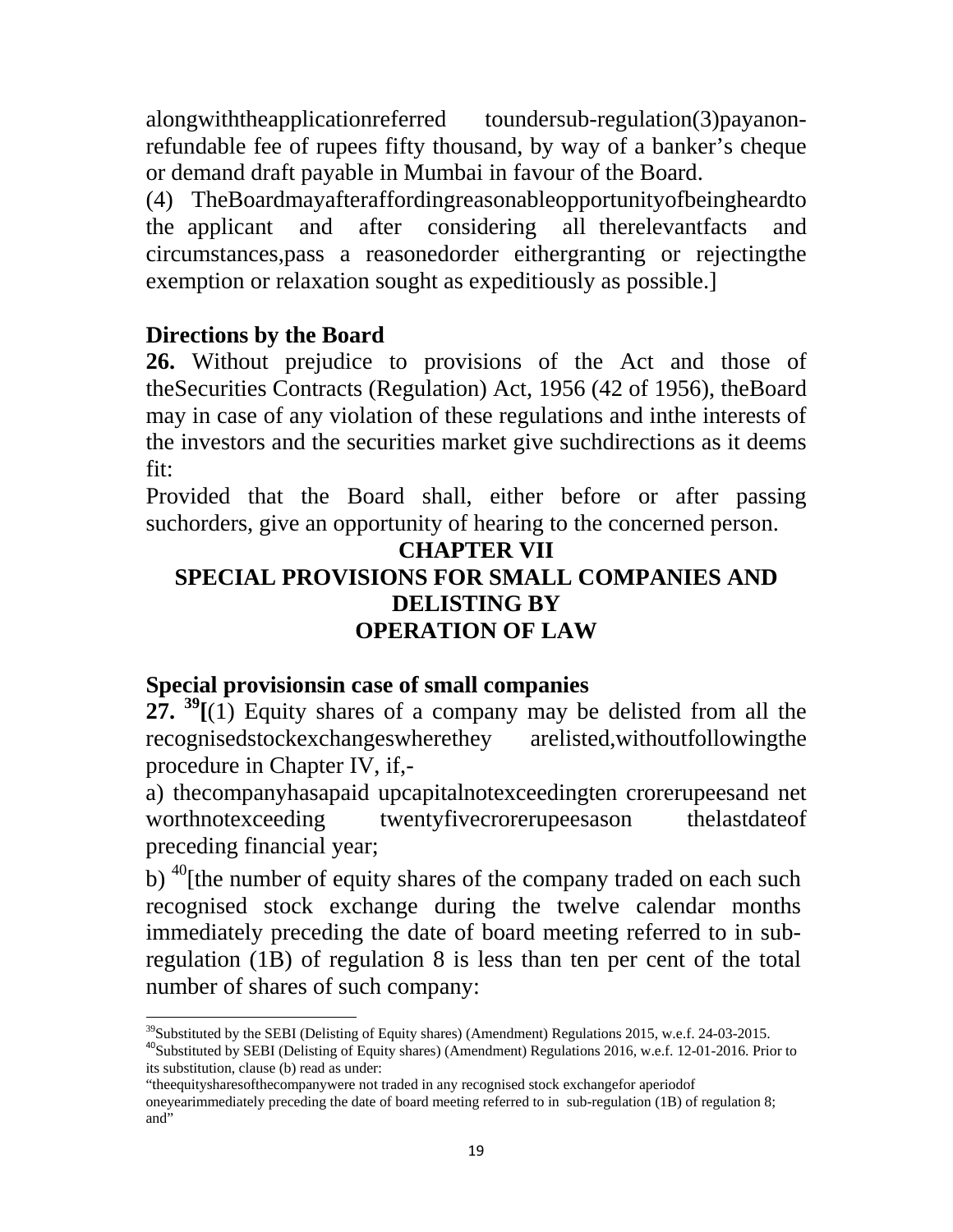alongwiththeapplicationreferred toundersub-regulation(3)payanon-refundable fee of rupees fifty thousand, by way of a banker's cheque or demand draft payable in Mumbai in favour of the Board.

(4) TheBoardmayafteraffordingreasonableopportunityofbeingheardto the applicant and after considering all therelevantfacts and circumstances,pass a reasonedorder eithergranting or rejectingthe exemption or relaxation sought as expeditiously as possible.]

**Directions by the Board**

**26.** Without prejudice to provisions of the Act and those of theSecurities Contracts (Regulation) Act, 1956 (42 of 1956), theBoard may in case of any violation of these regulations and inthe interests of the investors and the securities market give suchdirections as it deems fit:

Provided that the Board shall, either before or after passing suchorders, give an opportunity of hearing to the concerned person.

## CHAPTER VII
## SPECIAL PROVISIONS FOR SMALL COMPANIES AND DELISTING BY OPERATION OF LAW

**Special provisionsin case of small companies**

**27.** [39]**[**(1) Equity shares of a company may be delisted from all the recognisedstockexchangeswherethey arelisted,withoutfollowingthe procedure in Chapter IV, if,-

a) thecompanyhasapaid upcapitalnotexceedingten crorerupeesand net worthnotexceeding twentyfivecrorerupeesason thelastdateof preceding financial year;

b) [40][the number of equity shares of the company traded on each such recognised stock exchange during the twelve calendar months immediately preceding the date of board meeting referred to in sub-regulation (1B) of regulation 8 is less than ten per cent of the total number of shares of such company:

---

[39]Substituted by the SEBI (Delisting of Equity shares) (Amendment) Regulations 2015, w.e.f. 24-03-2015.

[40]Substituted by SEBI (Delisting of Equity shares) (Amendment) Regulations 2016, w.e.f. 12-01-2016. Prior to its substitution, clause (b) read as under:

"theequitysharesofthecompanywere not traded in any recognised stock exchangefor aperiodof oneyearimmediately preceding the date of board meeting referred to in sub-regulation (1B) of regulation 8; and"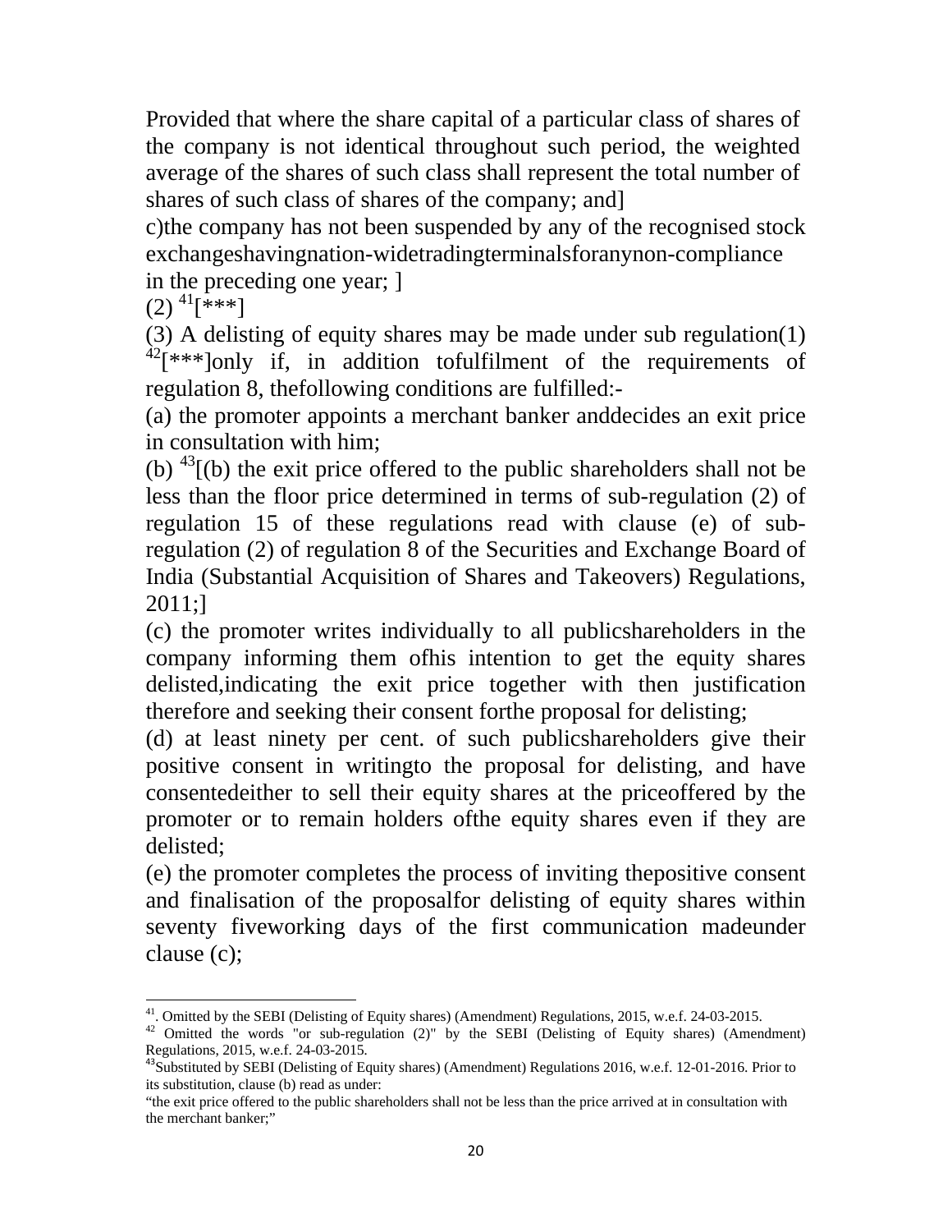Provided that where the share capital of a particular class of shares of the company is not identical throughout such period, the weighted average of the shares of such class shall represent the total number of shares of such class of shares of the company; and]

c)the company has not been suspended by any of the recognised stock exchangeshavingnation-widetradingterminalsforanynon-compliance in the preceding one year; ]

(2) [41][***]

(3) A delisting of equity shares may be made under sub regulation(1) [42][***]only if, in addition tofulfilment of the requirements of regulation 8, thefollowing conditions are fulfilled:-

(a) the promoter appoints a merchant banker anddecides an exit price in consultation with him;

(b) [43][(b) the exit price offered to the public shareholders shall not be less than the floor price determined in terms of sub-regulation (2) of regulation 15 of these regulations read with clause (e) of sub-regulation (2) of regulation 8 of the Securities and Exchange Board of India (Substantial Acquisition of Shares and Takeovers) Regulations, 2011;]

(c) the promoter writes individually to all publicshareholders in the company informing them ofhis intention to get the equity shares delisted,indicating the exit price together with then justification therefore and seeking their consent forthe proposal for delisting;

(d) at least ninety per cent. of such publicshareholders give their positive consent in writingto the proposal for delisting, and have consentedeither to sell their equity shares at the priceoffered by the promoter or to remain holders ofthe equity shares even if they are delisted;

(e) the promoter completes the process of inviting thepositive consent and finalisation of the proposalfor delisting of equity shares within seventy fiveworking days of the first communication madeunder clause (c);

---

[41]. Omitted by the SEBI (Delisting of Equity shares) (Amendment) Regulations, 2015, w.e.f. 24-03-2015.

[42] Omitted the words "or sub-regulation (2)" by the SEBI (Delisting of Equity shares) (Amendment) Regulations, 2015, w.e.f. 24-03-2015.

[43]Substituted by SEBI (Delisting of Equity shares) (Amendment) Regulations 2016, w.e.f. 12-01-2016. Prior to its substitution, clause (b) read as under:

"the exit price offered to the public shareholders shall not be less than the price arrived at in consultation with the merchant banker;"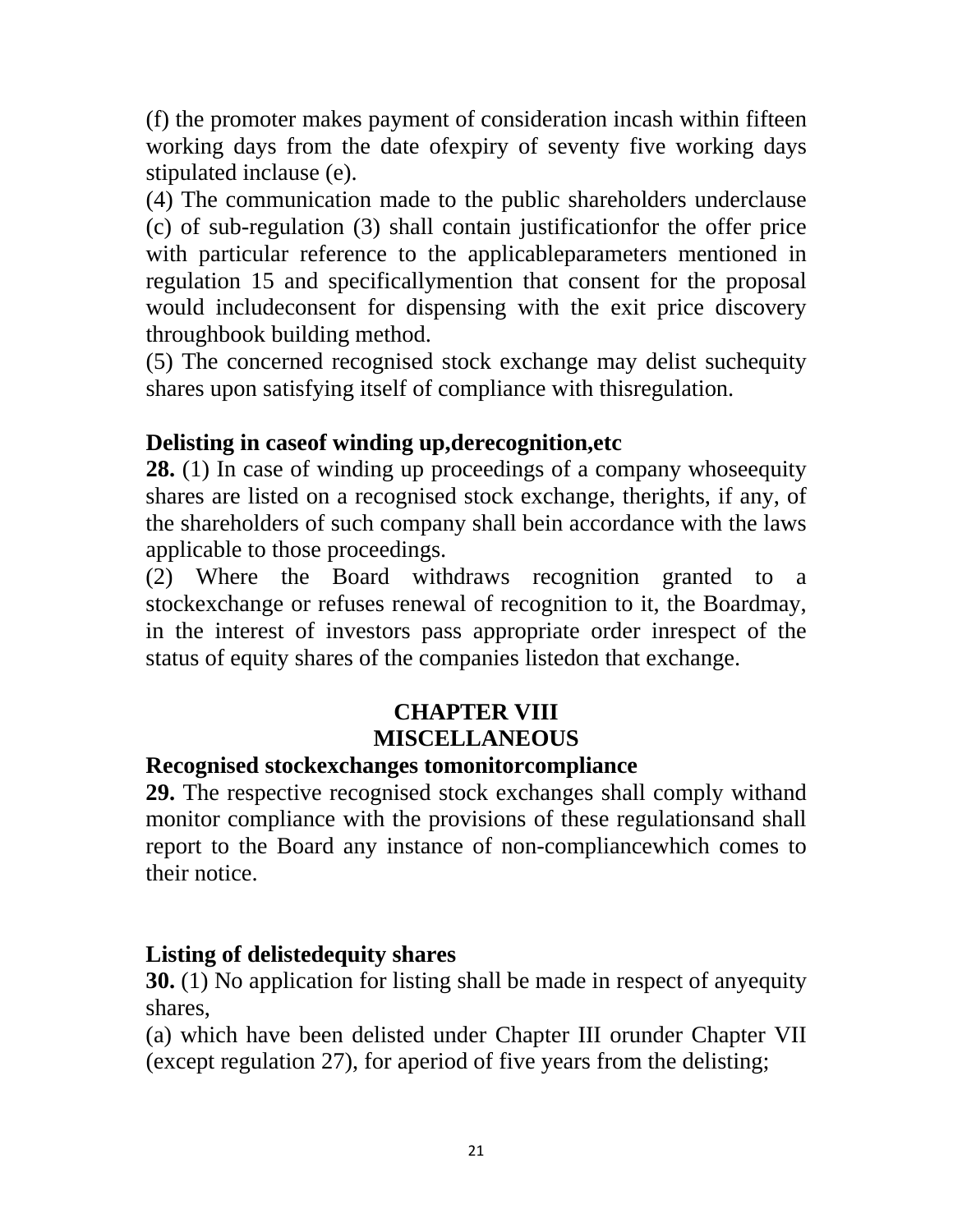(f) the promoter makes payment of consideration incash within fifteen working days from the date ofexpiry of seventy five working days stipulated inclause (e).

(4) The communication made to the public shareholders underclause (c) of sub-regulation (3) shall contain justificationfor the offer price with particular reference to the applicableparameters mentioned in regulation 15 and specificallymention that consent for the proposal would includeconsent for dispensing with the exit price discovery throughbook building method.

(5) The concerned recognised stock exchange may delist suchequity shares upon satisfying itself of compliance with thisregulation.

**Delisting in caseof winding up,derecognition,etc**

**28.** (1) In case of winding up proceedings of a company whoseequity shares are listed on a recognised stock exchange, therights, if any, of the shareholders of such company shall bein accordance with the laws applicable to those proceedings.

(2) Where the Board withdraws recognition granted to a stockexchange or refuses renewal of recognition to it, the Boardmay, in the interest of investors pass appropriate order inrespect of the status of equity shares of the companies listedon that exchange.

## CHAPTER VIII
## MISCELLANEOUS

**Recognised stockexchanges tomonitorcompliance**

**29.** The respective recognised stock exchanges shall comply withand monitor compliance with the provisions of these regulationsand shall report to the Board any instance of non-compliancewhich comes to their notice.

**Listing of delistedequity shares**

**30.** (1) No application for listing shall be made in respect of anyequity shares,

(a) which have been delisted under Chapter III orunder Chapter VII (except regulation 27), for aperiod of five years from the delisting;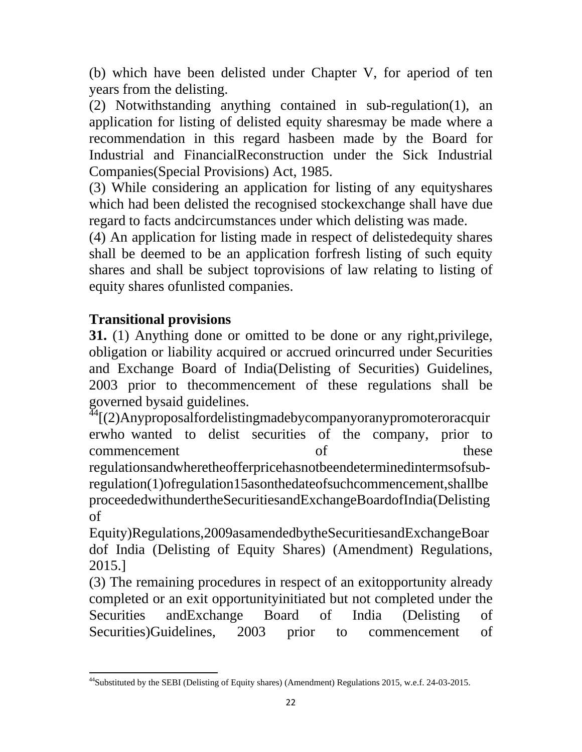(b) which have been delisted under Chapter V, for aperiod of ten years from the delisting.

(2) Notwithstanding anything contained in sub-regulation(1), an application for listing of delisted equity sharesmay be made where a recommendation in this regard hasbeen made by the Board for Industrial and FinancialReconstruction under the Sick Industrial Companies(Special Provisions) Act, 1985.

(3) While considering an application for listing of any equityshares which had been delisted the recognised stockexchange shall have due regard to facts andcircumstances under which delisting was made.

(4) An application for listing made in respect of delistedequity shares shall be deemed to be an application forfresh listing of such equity shares and shall be subject toprovisions of law relating to listing of equity shares ofunlisted companies.

## Transitional provisions

**31.** (1) Anything done or omitted to be done or any right,privilege, obligation or liability acquired or accrued orincurred under Securities and Exchange Board of India(Delisting of Securities) Guidelines, 2003 prior to thecommencement of these regulations shall be governed bysaid guidelines.

[44][(2)Anyproposalfordelistingmadebycompanyoranypromoteroracquirerwho wanted to delist securities of the company, prior to commencement of these regulationsandwheretheofferpricehasnotbeendeterminedintermsofsub-regulation(1)ofregulation15asonthedateofsuchcommencement,shallbeproceededwithundertheSecuritiesandExchangeBoardofIndia(Delisting of Equity)Regulations,2009asamendedbytheSecuritiesandExchangeBoardof India (Delisting of Equity Shares) (Amendment) Regulations, 2015.]

(3) The remaining procedures in respect of an exitopportunity already completed or an exit opportunityinitiated but not completed under the Securities andExchange Board of India (Delisting of Securities)Guidelines, 2003 prior to commencement of

---

[44]Substituted by the SEBI (Delisting of Equity shares) (Amendment) Regulations 2015, w.e.f. 24-03-2015.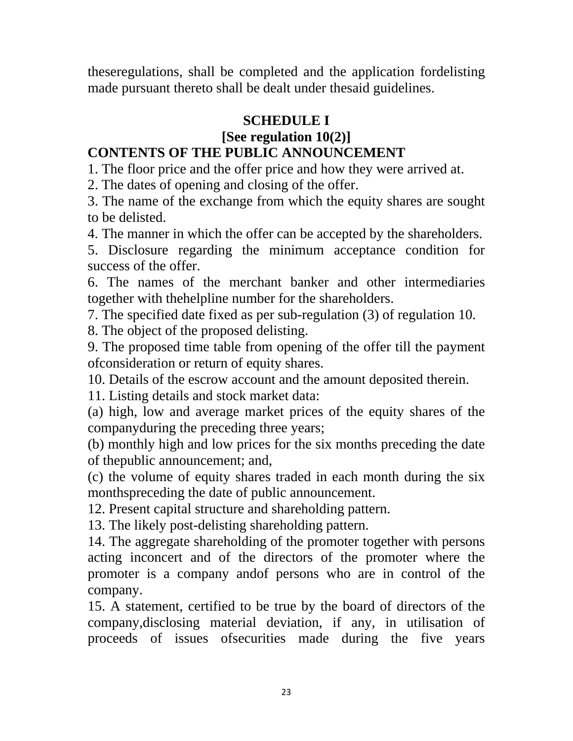theseregulations, shall be completed and the application fordelisting made pursuant thereto shall be dealt under thesaid guidelines.

## SCHEDULE I

**[See regulation 10(2)]**

**CONTENTS OF THE PUBLIC ANNOUNCEMENT**

1. The floor price and the offer price and how they were arrived at.
2. The dates of opening and closing of the offer.
3. The name of the exchange from which the equity shares are sought to be delisted.
4. The manner in which the offer can be accepted by the shareholders.
5. Disclosure regarding the minimum acceptance condition for success of the offer.
6. The names of the merchant banker and other intermediaries together with thehelpline number for the shareholders.
7. The specified date fixed as per sub-regulation (3) of regulation 10.
8. The object of the proposed delisting.
9. The proposed time table from opening of the offer till the payment ofconsideration or return of equity shares.
10. Details of the escrow account and the amount deposited therein.
11. Listing details and stock market data:

(a) high, low and average market prices of the equity shares of the companyduring the preceding three years;

(b) monthly high and low prices for the six months preceding the date of thepublic announcement; and,

(c) the volume of equity shares traded in each month during the six monthspreceding the date of public announcement.

12. Present capital structure and shareholding pattern.
13. The likely post-delisting shareholding pattern.
14. The aggregate shareholding of the promoter together with persons acting inconcert and of the directors of the promoter where the promoter is a company andof persons who are in control of the company.
15. A statement, certified to be true by the board of directors of the company,disclosing material deviation, if any, in utilisation of proceeds of issues ofsecurities made during the five years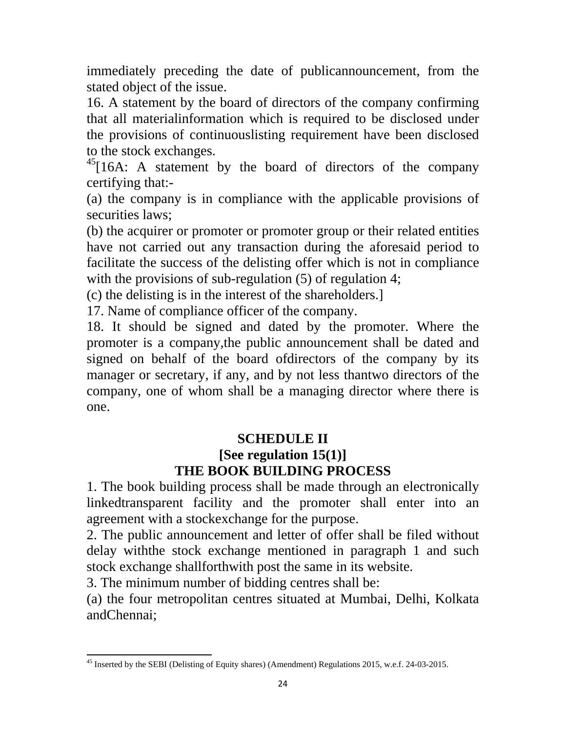immediately preceding the date of publicannouncement, from the stated object of the issue.

16. A statement by the board of directors of the company confirming that all materialinformation which is required to be disclosed under the provisions of continuouslisting requirement have been disclosed to the stock exchanges.

[45][16A: A statement by the board of directors of the company certifying that:-

(a) the company is in compliance with the applicable provisions of securities laws;

(b) the acquirer or promoter or promoter group or their related entities have not carried out any transaction during the aforesaid period to facilitate the success of the delisting offer which is not in compliance with the provisions of sub-regulation (5) of regulation 4;

(c) the delisting is in the interest of the shareholders.]

17. Name of compliance officer of the company.

18. It should be signed and dated by the promoter. Where the promoter is a company,the public announcement shall be dated and signed on behalf of the board ofdirectors of the company by its manager or secretary, if any, and by not less thantwo directors of the company, one of whom shall be a managing director where there is one.

## SCHEDULE II
### [See regulation 15(1)]
### THE BOOK BUILDING PROCESS

1. The book building process shall be made through an electronically linkedtransparent facility and the promoter shall enter into an agreement with a stockexchange for the purpose.

2. The public announcement and letter of offer shall be filed without delay withthe stock exchange mentioned in paragraph 1 and such stock exchange shallforthwith post the same in its website.

3. The minimum number of bidding centres shall be:

(a) the four metropolitan centres situated at Mumbai, Delhi, Kolkata andChennai;

---

[45] Inserted by the SEBI (Delisting of Equity shares) (Amendment) Regulations 2015, w.e.f. 24-03-2015.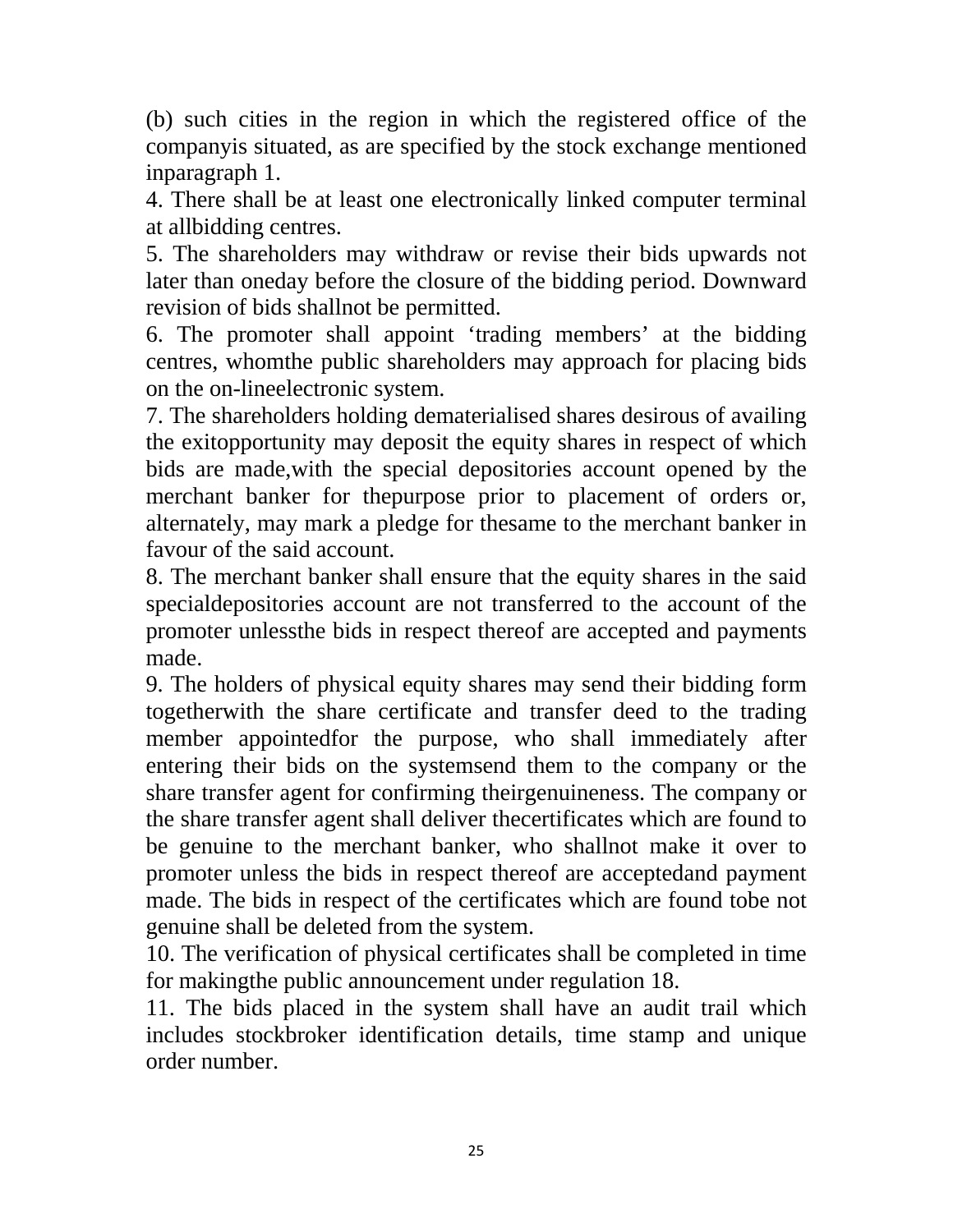(b) such cities in the region in which the registered office of the companyis situated, as are specified by the stock exchange mentioned inparagraph 1.

4. There shall be at least one electronically linked computer terminal at allbidding centres.

5. The shareholders may withdraw or revise their bids upwards not later than oneday before the closure of the bidding period. Downward revision of bids shallnot be permitted.

6. The promoter shall appoint ‘trading members’ at the bidding centres, whomthe public shareholders may approach for placing bids on the on-lineelectronic system.

7. The shareholders holding dematerialised shares desirous of availing the exitopportunity may deposit the equity shares in respect of which bids are made,with the special depositories account opened by the merchant banker for thepurpose prior to placement of orders or, alternately, may mark a pledge for thesame to the merchant banker in favour of the said account.

8. The merchant banker shall ensure that the equity shares in the said specialdepositories account are not transferred to the account of the promoter unlessthe bids in respect thereof are accepted and payments made.

9. The holders of physical equity shares may send their bidding form togetherwith the share certificate and transfer deed to the trading member appointedfor the purpose, who shall immediately after entering their bids on the systemsend them to the company or the share transfer agent for confirming theirgenuineness. The company or the share transfer agent shall deliver thecertificates which are found to be genuine to the merchant banker, who shallnot make it over to promoter unless the bids in respect thereof are acceptedand payment made. The bids in respect of the certificates which are found tobe not genuine shall be deleted from the system.

10. The verification of physical certificates shall be completed in time for makingthe public announcement under regulation 18.

11. The bids placed in the system shall have an audit trail which includes stockbroker identification details, time stamp and unique order number.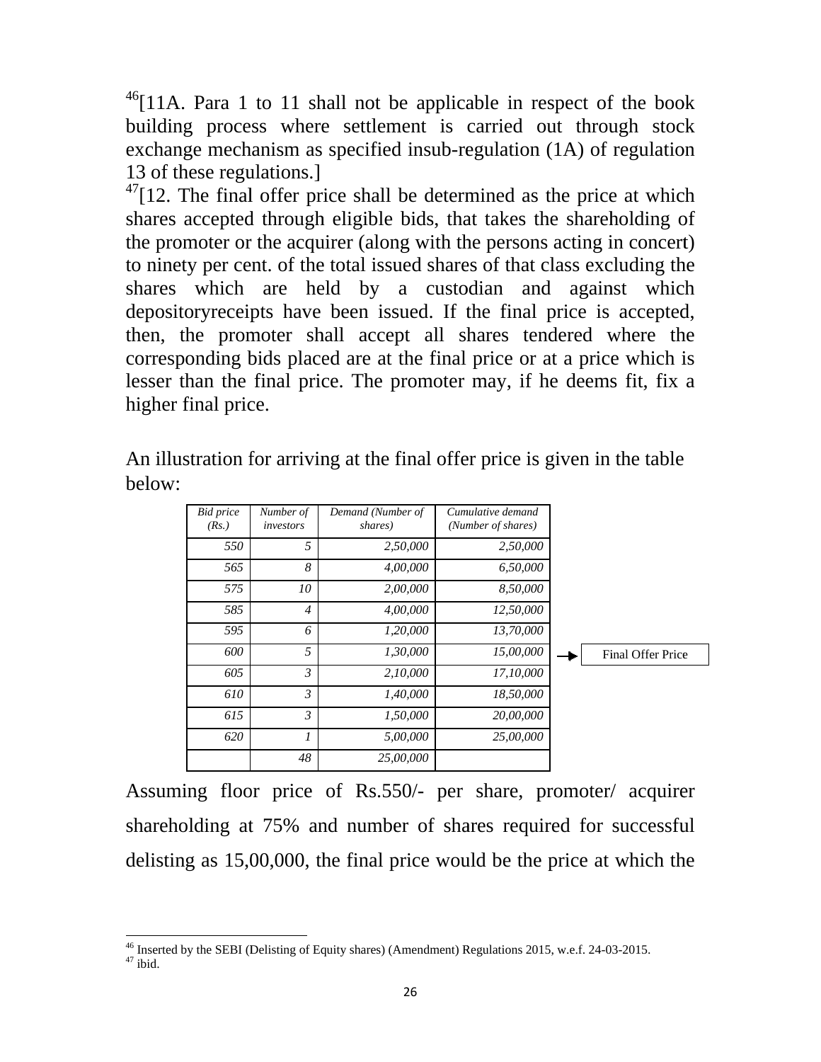[46][11A. Para 1 to 11 shall not be applicable in respect of the book building process where settlement is carried out through stock exchange mechanism as specified insub-regulation (1A) of regulation 13 of these regulations.]

[47][12. The final offer price shall be determined as the price at which shares accepted through eligible bids, that takes the shareholding of the promoter or the acquirer (along with the persons acting in concert) to ninety per cent. of the total issued shares of that class excluding the shares which are held by a custodian and against which depositoryreceipts have been issued. If the final price is accepted, then, the promoter shall accept all shares tendered where the corresponding bids placed are at the final price or at a price which is lesser than the final price. The promoter may, if he deems fit, fix a higher final price.

An illustration for arriving at the final offer price is given in the table below:

| *Bid price (Rs.)* | *Number of investors* | *Demand (Number of shares)* | *Cumulative demand (Number of shares)* | |
|---|---|---|---|---|
| *550* | *5* | *2,50,000* | *2,50,000* | |
| *565* | *8* | *4,00,000* | *6,50,000* | |
| *575* | *10* | *2,00,000* | *8,50,000* | |
| *585* | *4* | *4,00,000* | *12,50,000* | |
| *595* | *6* | *1,20,000* | *13,70,000* | |
| *600* | *5* | *1,30,000* | *15,00,000* | → Final Offer Price |
| *605* | *3* | *2,10,000* | *17,10,000* | |
| *610* | *3* | *1,40,000* | *18,50,000* | |
| *615* | *3* | *1,50,000* | *20,00,000* | |
| *620* | *1* | *5,00,000* | *25,00,000* | |
| | *48* | *25,00,000* | | |

Assuming floor price of Rs.550/- per share, promoter/ acquirer shareholding at 75% and number of shares required for successful delisting as 15,00,000, the final price would be the price at which the

---

[46] Inserted by the SEBI (Delisting of Equity shares) (Amendment) Regulations 2015, w.e.f. 24-03-2015.
[47] ibid.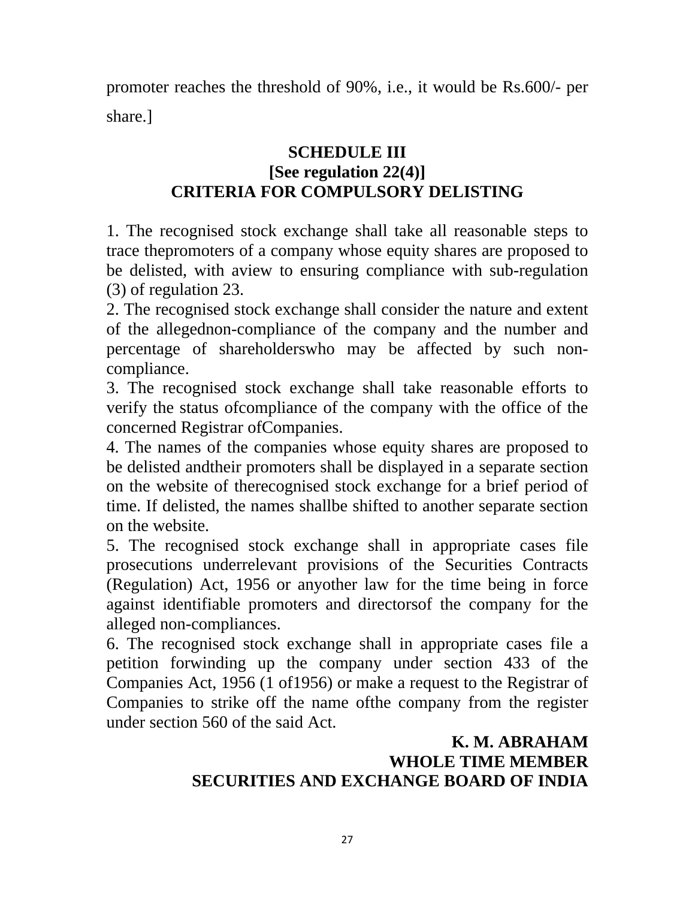promoter reaches the threshold of 90%, i.e., it would be Rs.600/- per share.]

**SCHEDULE III**
**[See regulation 22(4)]**
**CRITERIA FOR COMPULSORY DELISTING**

1. The recognised stock exchange shall take all reasonable steps to trace thepromoters of a company whose equity shares are proposed to be delisted, with aview to ensuring compliance with sub-regulation (3) of regulation 23.

2. The recognised stock exchange shall consider the nature and extent of the allegednon-compliance of the company and the number and percentage of shareholderswho may be affected by such non-compliance.

3. The recognised stock exchange shall take reasonable efforts to verify the status ofcompliance of the company with the office of the concerned Registrar ofCompanies.

4. The names of the companies whose equity shares are proposed to be delisted andtheir promoters shall be displayed in a separate section on the website of therecognised stock exchange for a brief period of time. If delisted, the names shallbe shifted to another separate section on the website.

5. The recognised stock exchange shall in appropriate cases file prosecutions underrelevant provisions of the Securities Contracts (Regulation) Act, 1956 or anyother law for the time being in force against identifiable promoters and directorsof the company for the alleged non-compliances.

6. The recognised stock exchange shall in appropriate cases file a petition forwinding up the company under section 433 of the Companies Act, 1956 (1 of1956) or make a request to the Registrar of Companies to strike off the name ofthe company from the register under section 560 of the said Act.

**K. M. ABRAHAM**
**WHOLE TIME MEMBER**
**SECURITIES AND EXCHANGE BOARD OF INDIA**